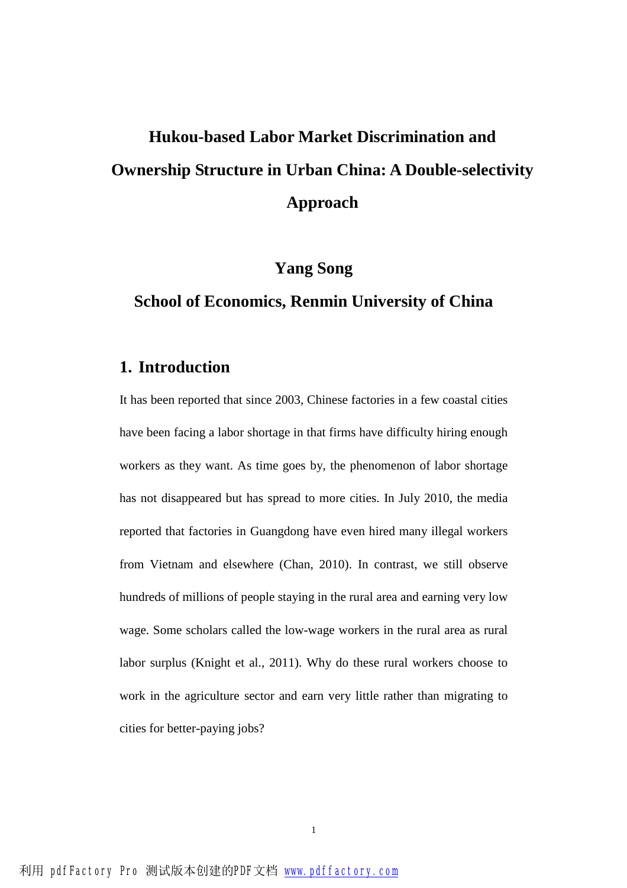# Hukou-based Labor Market Discrimination and Ownership Structure in Urban China: A Double-selectivity Approach

**Yang Song**

**School of Economics, Renmin University of China**

## 1. Introduction

It has been reported that since 2003, Chinese factories in a few coastal cities have been facing a labor shortage in that firms have difficulty hiring enough workers as they want. As time goes by, the phenomenon of labor shortage has not disappeared but has spread to more cities. In July 2010, the media reported that factories in Guangdong have even hired many illegal workers from Vietnam and elsewhere (Chan, 2010). In contrast, we still observe hundreds of millions of people staying in the rural area and earning very low wage. Some scholars called the low-wage workers in the rural area as rural labor surplus (Knight et al., 2011). Why do these rural workers choose to work in the agriculture sector and earn very little rather than migrating to cities for better-paying jobs?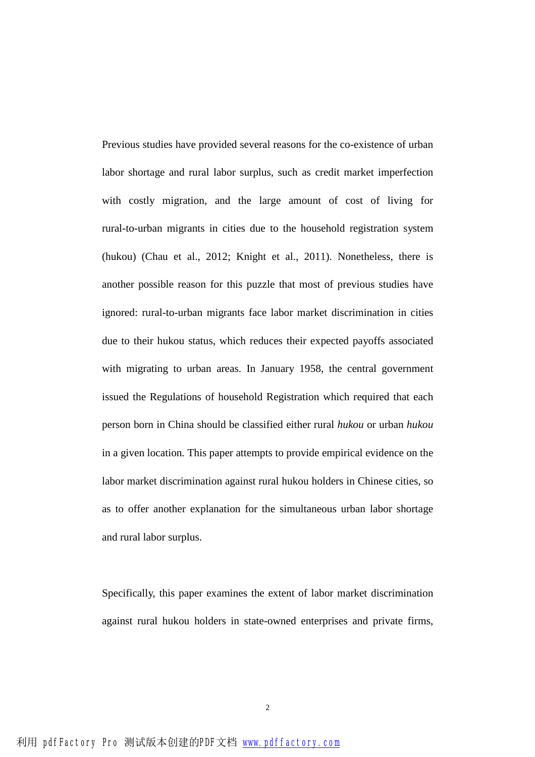Previous studies have provided several reasons for the co-existence of urban labor shortage and rural labor surplus, such as credit market imperfection with costly migration, and the large amount of cost of living for rural-to-urban migrants in cities due to the household registration system (hukou) (Chau et al., 2012; Knight et al., 2011). Nonetheless, there is another possible reason for this puzzle that most of previous studies have ignored: rural-to-urban migrants face labor market discrimination in cities due to their hukou status, which reduces their expected payoffs associated with migrating to urban areas. In January 1958, the central government issued the Regulations of household Registration which required that each person born in China should be classified either rural *hukou* or urban *hukou* in a given location. This paper attempts to provide empirical evidence on the labor market discrimination against rural hukou holders in Chinese cities, so as to offer another explanation for the simultaneous urban labor shortage and rural labor surplus.

Specifically, this paper examines the extent of labor market discrimination against rural hukou holders in state-owned enterprises and private firms,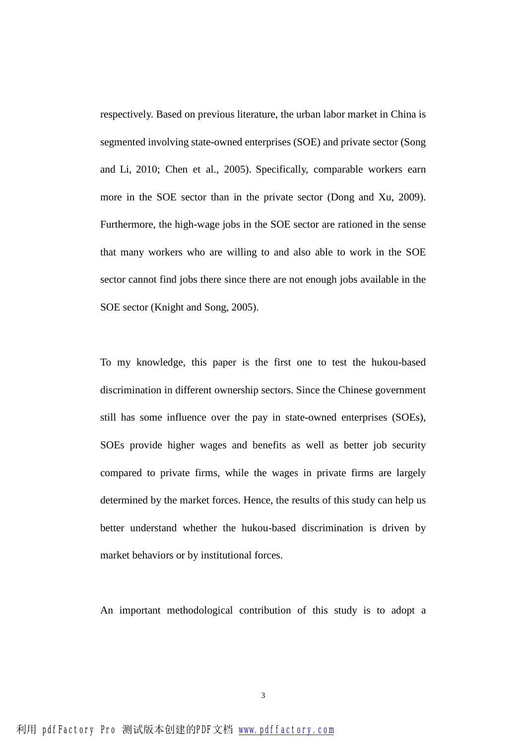respectively. Based on previous literature, the urban labor market in China is segmented involving state-owned enterprises (SOE) and private sector (Song and Li, 2010; Chen et al., 2005). Specifically, comparable workers earn more in the SOE sector than in the private sector (Dong and Xu, 2009). Furthermore, the high-wage jobs in the SOE sector are rationed in the sense that many workers who are willing to and also able to work in the SOE sector cannot find jobs there since there are not enough jobs available in the SOE sector (Knight and Song, 2005).

To my knowledge, this paper is the first one to test the hukou-based discrimination in different ownership sectors. Since the Chinese government still has some influence over the pay in state-owned enterprises (SOEs), SOEs provide higher wages and benefits as well as better job security compared to private firms, while the wages in private firms are largely determined by the market forces. Hence, the results of this study can help us better understand whether the hukou-based discrimination is driven by market behaviors or by institutional forces.

An important methodological contribution of this study is to adopt a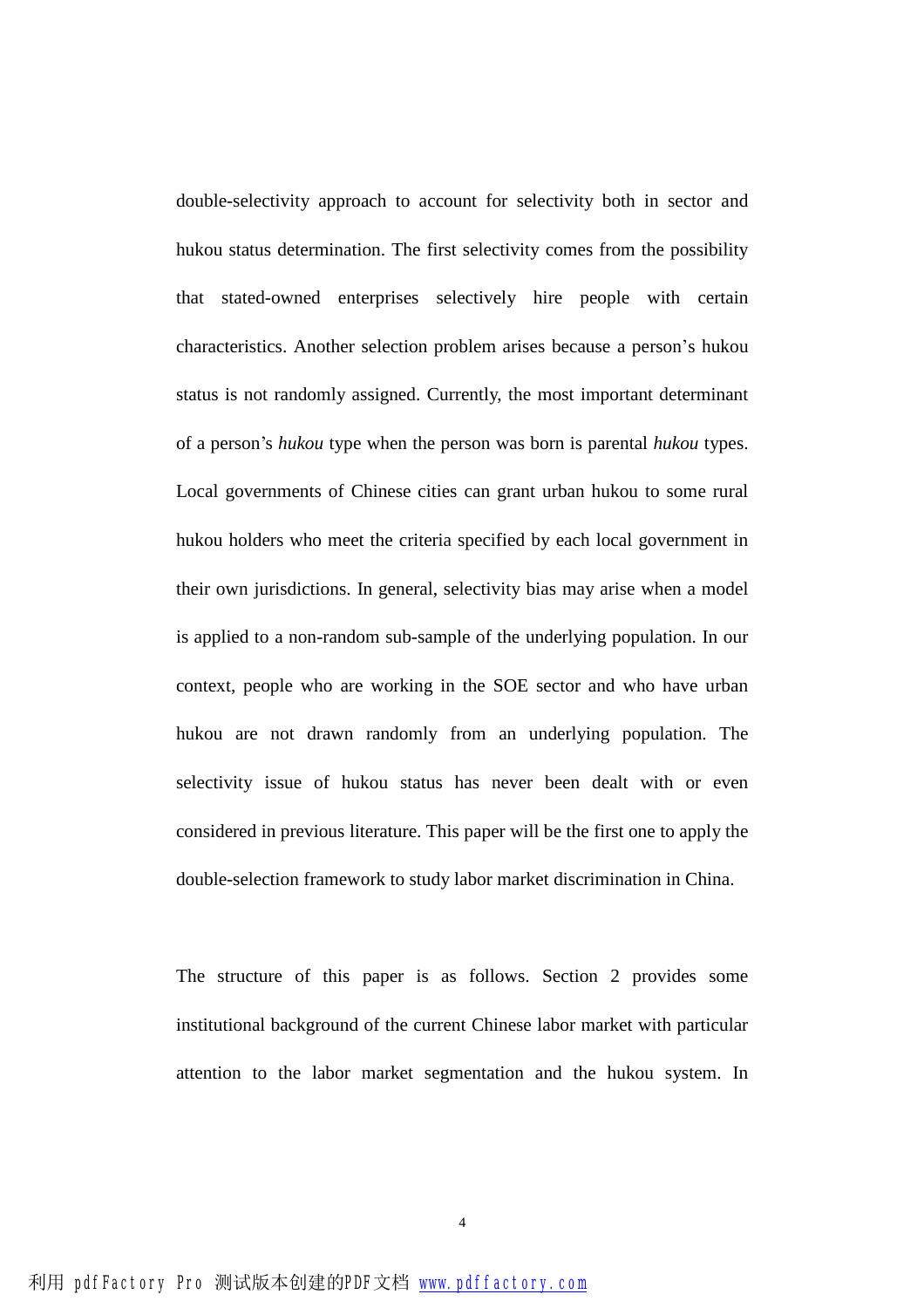double-selectivity approach to account for selectivity both in sector and hukou status determination. The first selectivity comes from the possibility that stated-owned enterprises selectively hire people with certain characteristics. Another selection problem arises because a person's hukou status is not randomly assigned. Currently, the most important determinant of a person's *hukou* type when the person was born is parental *hukou* types. Local governments of Chinese cities can grant urban hukou to some rural hukou holders who meet the criteria specified by each local government in their own jurisdictions. In general, selectivity bias may arise when a model is applied to a non-random sub-sample of the underlying population. In our context, people who are working in the SOE sector and who have urban hukou are not drawn randomly from an underlying population. The selectivity issue of hukou status has never been dealt with or even considered in previous literature. This paper will be the first one to apply the double-selection framework to study labor market discrimination in China.

The structure of this paper is as follows. Section 2 provides some institutional background of the current Chinese labor market with particular attention to the labor market segmentation and the hukou system. In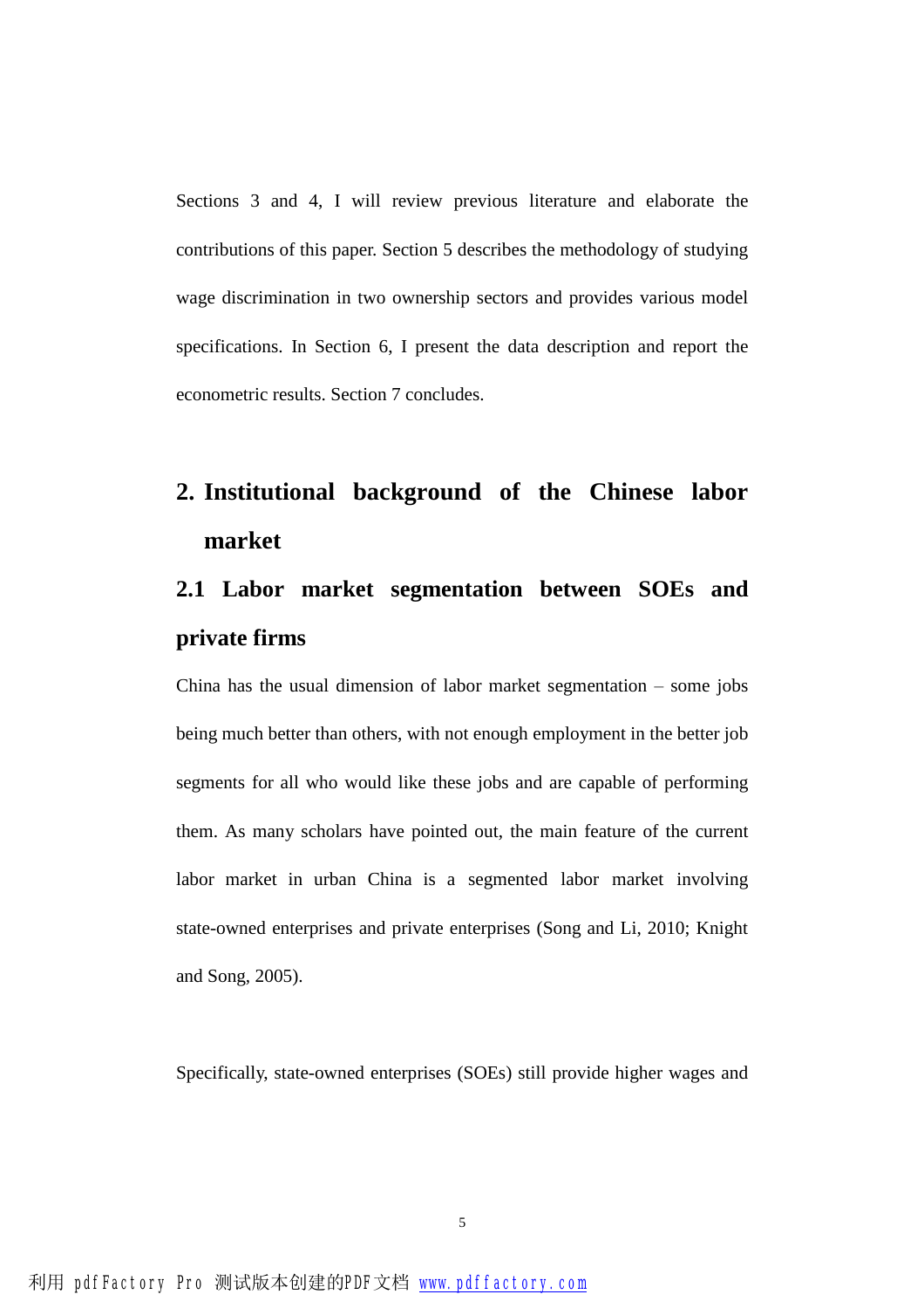Sections 3 and 4, I will review previous literature and elaborate the contributions of this paper. Section 5 describes the methodology of studying wage discrimination in two ownership sectors and provides various model specifications. In Section 6, I present the data description and report the econometric results. Section 7 concludes.

## 2. Institutional background of the Chinese labor market

### 2.1 Labor market segmentation between SOEs and private firms

China has the usual dimension of labor market segmentation – some jobs being much better than others, with not enough employment in the better job segments for all who would like these jobs and are capable of performing them. As many scholars have pointed out, the main feature of the current labor market in urban China is a segmented labor market involving state-owned enterprises and private enterprises (Song and Li, 2010; Knight and Song, 2005).

Specifically, state-owned enterprises (SOEs) still provide higher wages and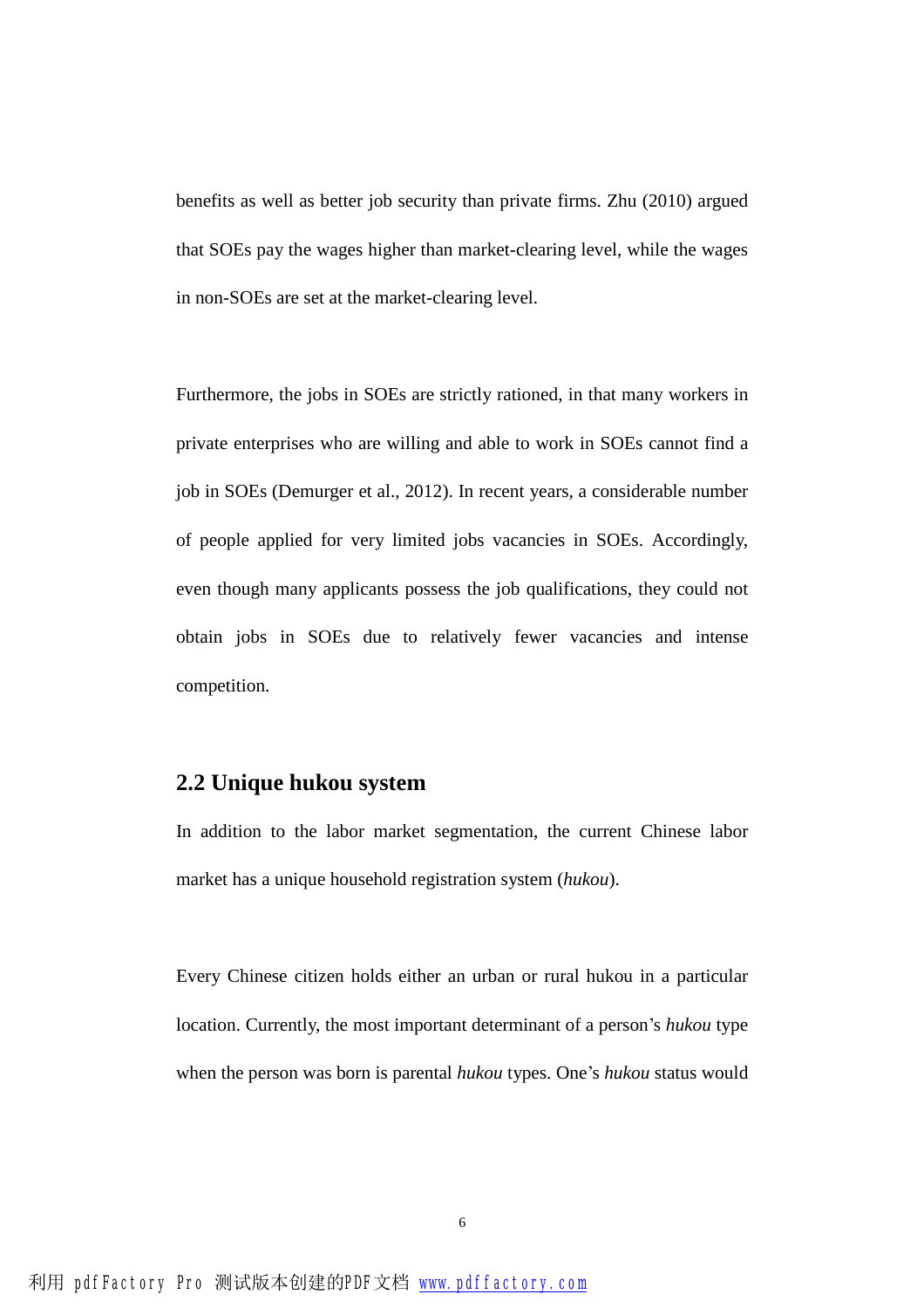benefits as well as better job security than private firms. Zhu (2010) argued that SOEs pay the wages higher than market-clearing level, while the wages in non-SOEs are set at the market-clearing level.

Furthermore, the jobs in SOEs are strictly rationed, in that many workers in private enterprises who are willing and able to work in SOEs cannot find a job in SOEs (Demurger et al., 2012). In recent years, a considerable number of people applied for very limited jobs vacancies in SOEs. Accordingly, even though many applicants possess the job qualifications, they could not obtain jobs in SOEs due to relatively fewer vacancies and intense competition.

## 2.2 Unique hukou system

In addition to the labor market segmentation, the current Chinese labor market has a unique household registration system (*hukou*).

Every Chinese citizen holds either an urban or rural hukou in a particular location. Currently, the most important determinant of a person's *hukou* type when the person was born is parental *hukou* types. One's *hukou* status would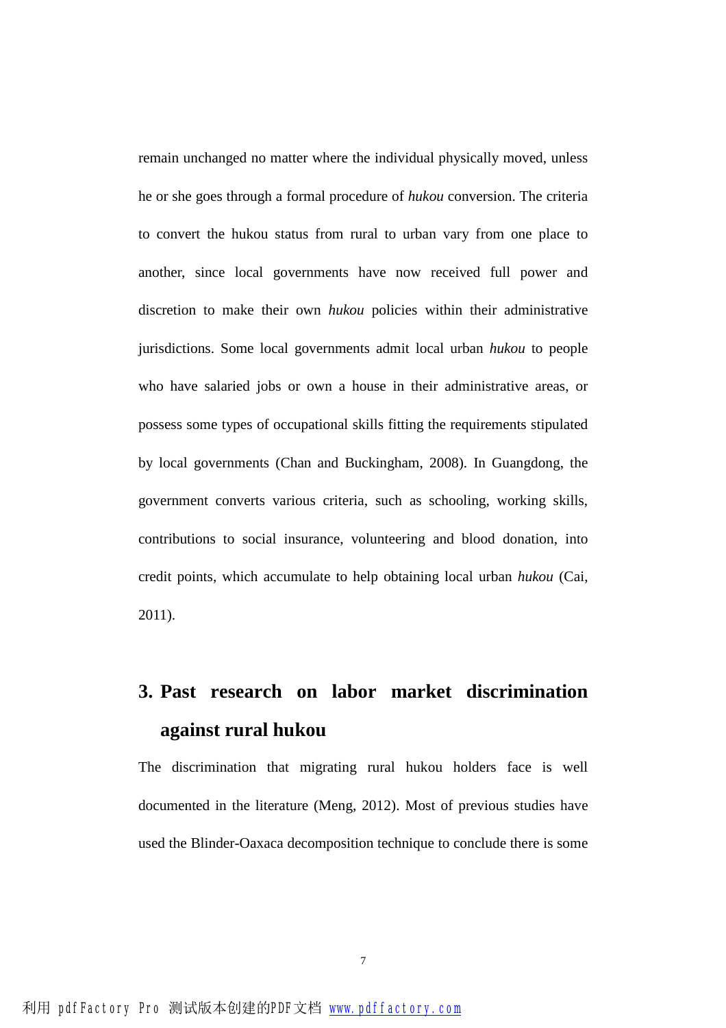remain unchanged no matter where the individual physically moved, unless he or she goes through a formal procedure of *hukou* conversion. The criteria to convert the hukou status from rural to urban vary from one place to another, since local governments have now received full power and discretion to make their own *hukou* policies within their administrative jurisdictions. Some local governments admit local urban *hukou* to people who have salaried jobs or own a house in their administrative areas, or possess some types of occupational skills fitting the requirements stipulated by local governments (Chan and Buckingham, 2008). In Guangdong, the government converts various criteria, such as schooling, working skills, contributions to social insurance, volunteering and blood donation, into credit points, which accumulate to help obtaining local urban *hukou* (Cai, 2011).

## 3. Past research on labor market discrimination against rural hukou

The discrimination that migrating rural hukou holders face is well documented in the literature (Meng, 2012). Most of previous studies have used the Blinder-Oaxaca decomposition technique to conclude there is some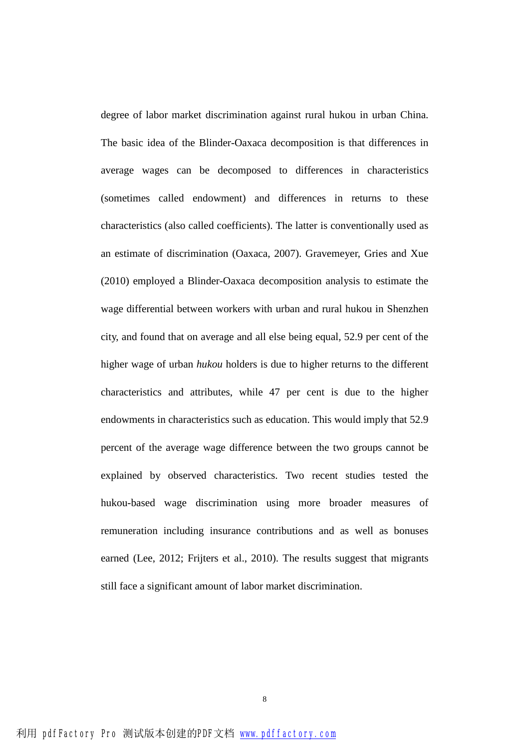degree of labor market discrimination against rural hukou in urban China. The basic idea of the Blinder-Oaxaca decomposition is that differences in average wages can be decomposed to differences in characteristics (sometimes called endowment) and differences in returns to these characteristics (also called coefficients). The latter is conventionally used as an estimate of discrimination (Oaxaca, 2007). Gravemeyer, Gries and Xue (2010) employed a Blinder-Oaxaca decomposition analysis to estimate the wage differential between workers with urban and rural hukou in Shenzhen city, and found that on average and all else being equal, 52.9 per cent of the higher wage of urban *hukou* holders is due to higher returns to the different characteristics and attributes, while 47 per cent is due to the higher endowments in characteristics such as education. This would imply that 52.9 percent of the average wage difference between the two groups cannot be explained by observed characteristics. Two recent studies tested the hukou-based wage discrimination using more broader measures of remuneration including insurance contributions and as well as bonuses earned (Lee, 2012; Frijters et al., 2010). The results suggest that migrants still face a significant amount of labor market discrimination.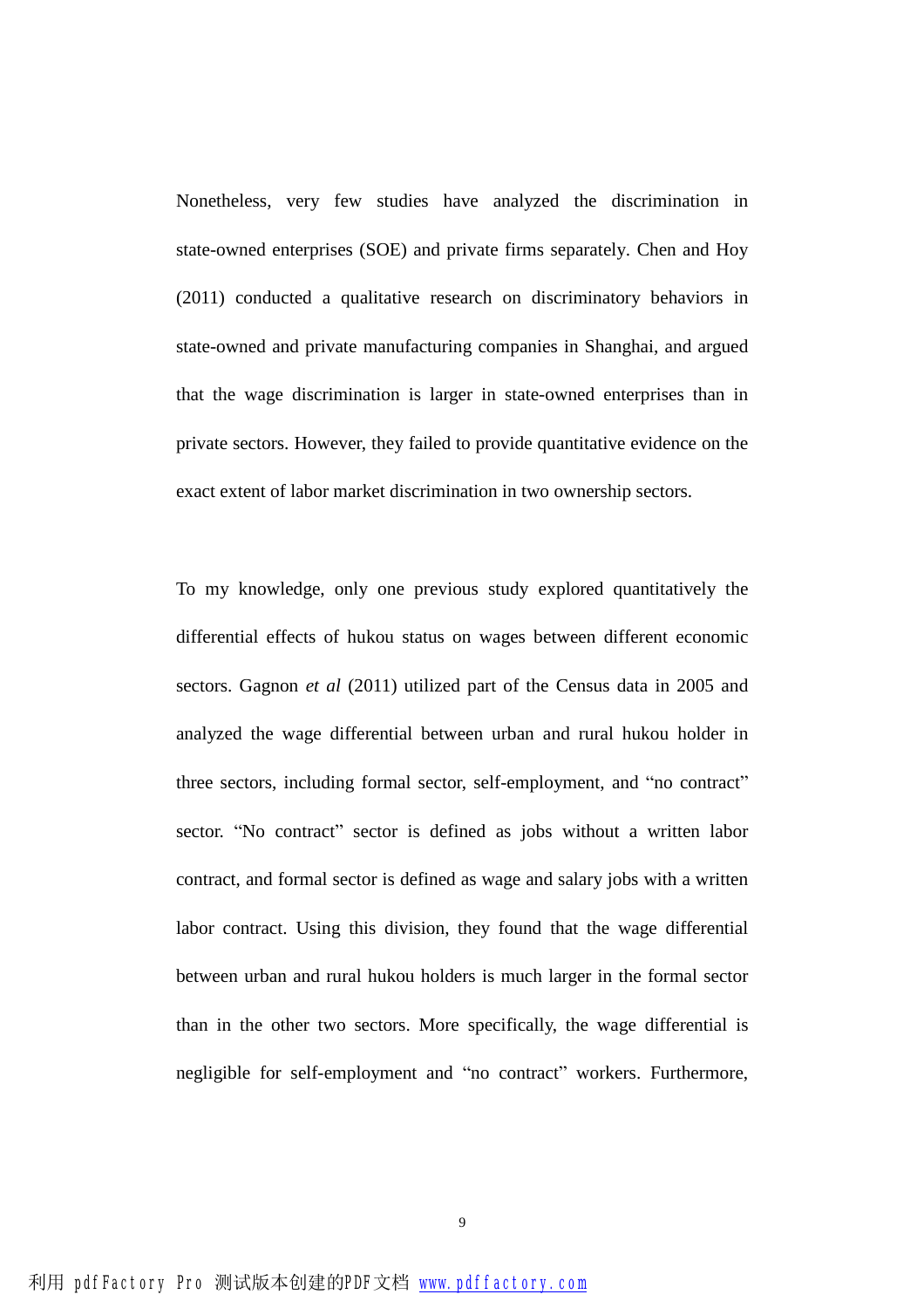Nonetheless, very few studies have analyzed the discrimination in state-owned enterprises (SOE) and private firms separately. Chen and Hoy (2011) conducted a qualitative research on discriminatory behaviors in state-owned and private manufacturing companies in Shanghai, and argued that the wage discrimination is larger in state-owned enterprises than in private sectors. However, they failed to provide quantitative evidence on the exact extent of labor market discrimination in two ownership sectors.

To my knowledge, only one previous study explored quantitatively the differential effects of hukou status on wages between different economic sectors. Gagnon *et al* (2011) utilized part of the Census data in 2005 and analyzed the wage differential between urban and rural hukou holder in three sectors, including formal sector, self-employment, and "no contract" sector. "No contract" sector is defined as jobs without a written labor contract, and formal sector is defined as wage and salary jobs with a written labor contract. Using this division, they found that the wage differential between urban and rural hukou holders is much larger in the formal sector than in the other two sectors. More specifically, the wage differential is negligible for self-employment and "no contract" workers. Furthermore,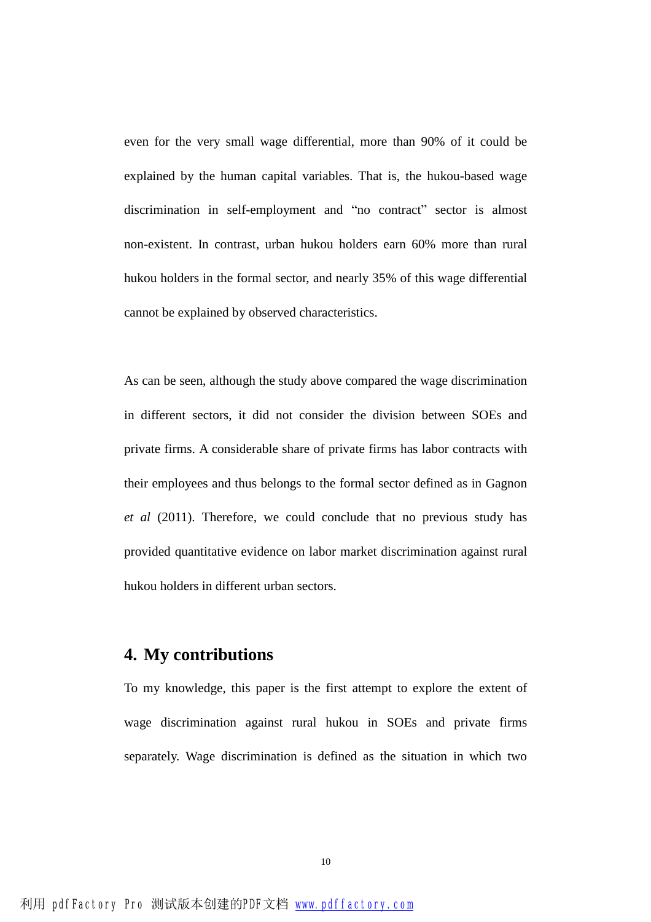even for the very small wage differential, more than 90% of it could be explained by the human capital variables. That is, the hukou-based wage discrimination in self-employment and “no contract” sector is almost non-existent. In contrast, urban hukou holders earn 60% more than rural hukou holders in the formal sector, and nearly 35% of this wage differential cannot be explained by observed characteristics.

As can be seen, although the study above compared the wage discrimination in different sectors, it did not consider the division between SOEs and private firms. A considerable share of private firms has labor contracts with their employees and thus belongs to the formal sector defined as in Gagnon *et al* (2011). Therefore, we could conclude that no previous study has provided quantitative evidence on labor market discrimination against rural hukou holders in different urban sectors.

## 4. My contributions

To my knowledge, this paper is the first attempt to explore the extent of wage discrimination against rural hukou in SOEs and private firms separately. Wage discrimination is defined as the situation in which two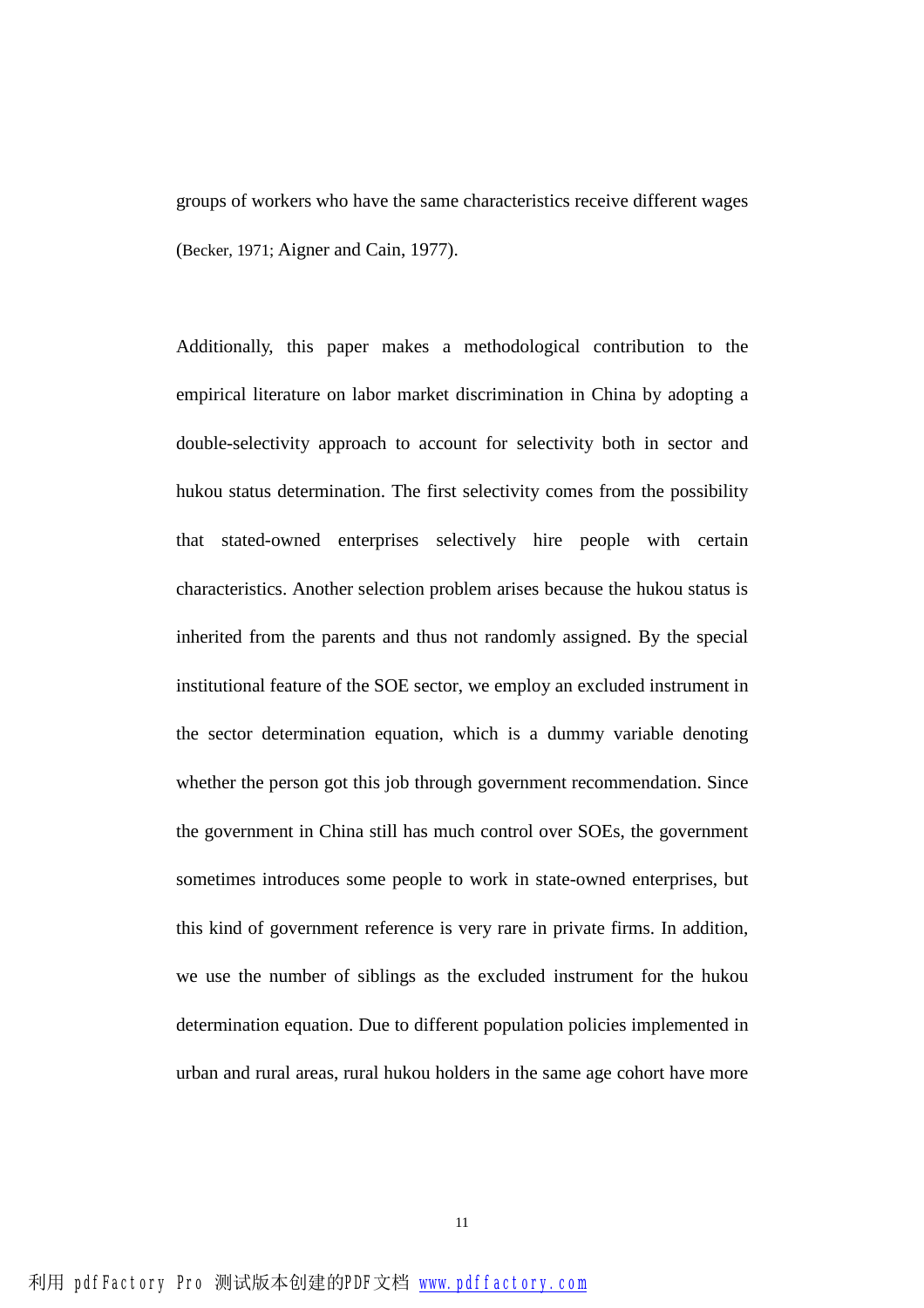groups of workers who have the same characteristics receive different wages (Becker, 1971; Aigner and Cain, 1977).

Additionally, this paper makes a methodological contribution to the empirical literature on labor market discrimination in China by adopting a double-selectivity approach to account for selectivity both in sector and hukou status determination. The first selectivity comes from the possibility that stated-owned enterprises selectively hire people with certain characteristics. Another selection problem arises because the hukou status is inherited from the parents and thus not randomly assigned. By the special institutional feature of the SOE sector, we employ an excluded instrument in the sector determination equation, which is a dummy variable denoting whether the person got this job through government recommendation. Since the government in China still has much control over SOEs, the government sometimes introduces some people to work in state-owned enterprises, but this kind of government reference is very rare in private firms. In addition, we use the number of siblings as the excluded instrument for the hukou determination equation. Due to different population policies implemented in urban and rural areas, rural hukou holders in the same age cohort have more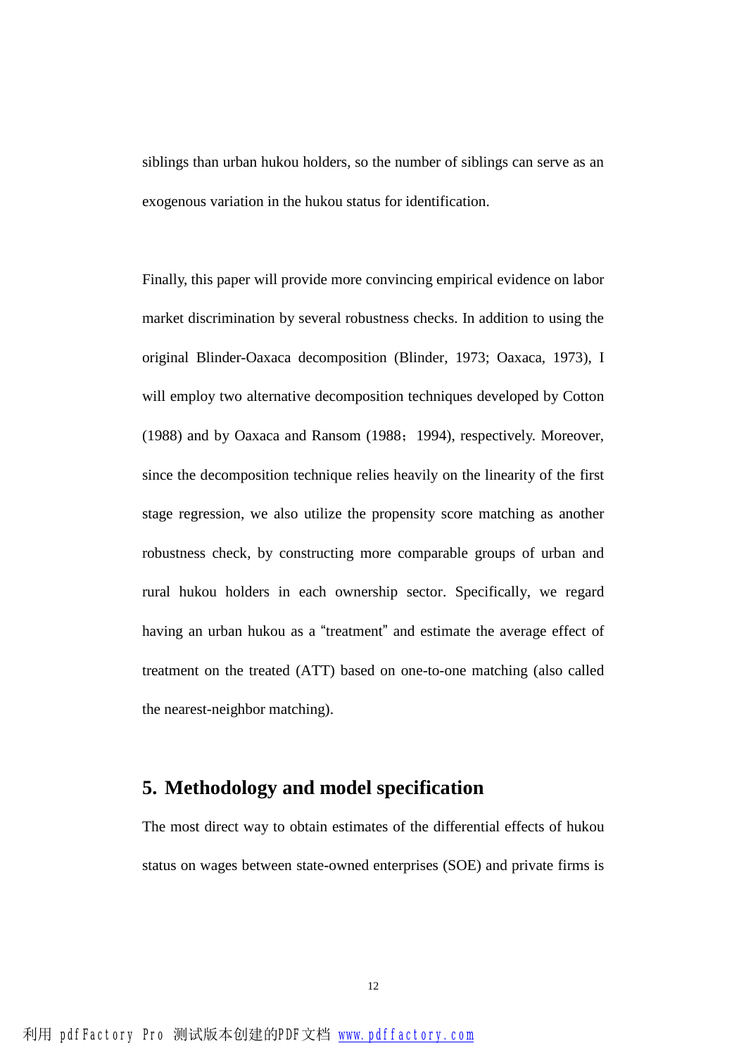siblings than urban hukou holders, so the number of siblings can serve as an exogenous variation in the hukou status for identification.

Finally, this paper will provide more convincing empirical evidence on labor market discrimination by several robustness checks. In addition to using the original Blinder-Oaxaca decomposition (Blinder, 1973; Oaxaca, 1973), I will employ two alternative decomposition techniques developed by Cotton (1988) and by Oaxaca and Ransom (1988；1994), respectively. Moreover, since the decomposition technique relies heavily on the linearity of the first stage regression, we also utilize the propensity score matching as another robustness check, by constructing more comparable groups of urban and rural hukou holders in each ownership sector. Specifically, we regard having an urban hukou as a "treatment" and estimate the average effect of treatment on the treated (ATT) based on one-to-one matching (also called the nearest-neighbor matching).

## 5. Methodology and model specification

The most direct way to obtain estimates of the differential effects of hukou status on wages between state-owned enterprises (SOE) and private firms is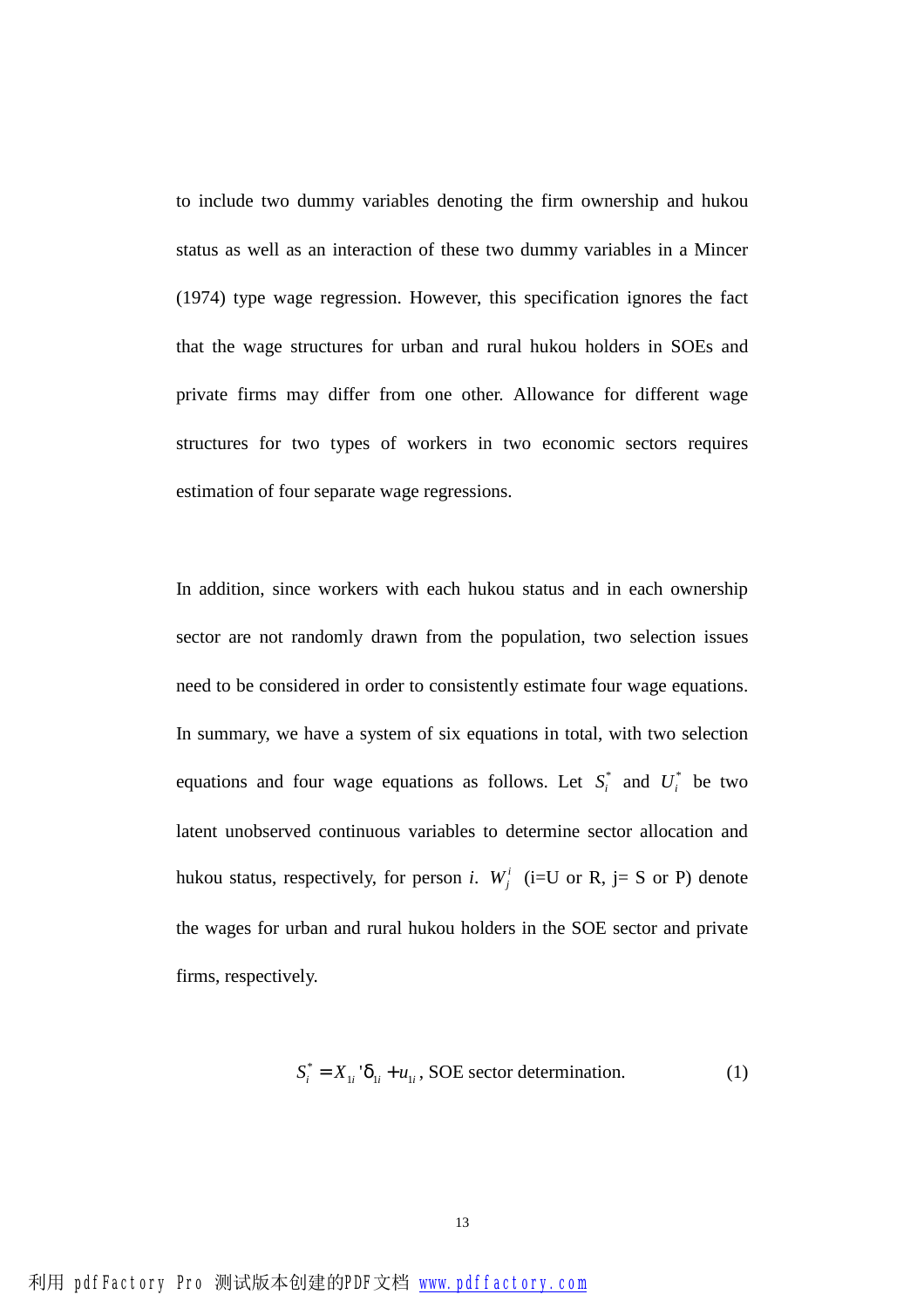to include two dummy variables denoting the firm ownership and hukou status as well as an interaction of these two dummy variables in a Mincer (1974) type wage regression. However, this specification ignores the fact that the wage structures for urban and rural hukou holders in SOEs and private firms may differ from one other. Allowance for different wage structures for two types of workers in two economic sectors requires estimation of four separate wage regressions.

In addition, since workers with each hukou status and in each ownership sector are not randomly drawn from the population, two selection issues need to be considered in order to consistently estimate four wage equations. In summary, we have a system of six equations in total, with two selection equations and four wage equations as follows. Let $S_i^*$ and $U_i^*$ be two latent unobserved continuous variables to determine sector allocation and hukou status, respectively, for person *i*. $W_j^i$ (i=U or R, j= S or P) denote the wages for urban and rural hukou holders in the SOE sector and private firms, respectively.

$$S_i^* = X_{1i}'\delta_{1i} + u_{1i}\text{, SOE sector determination.} \tag{1}$$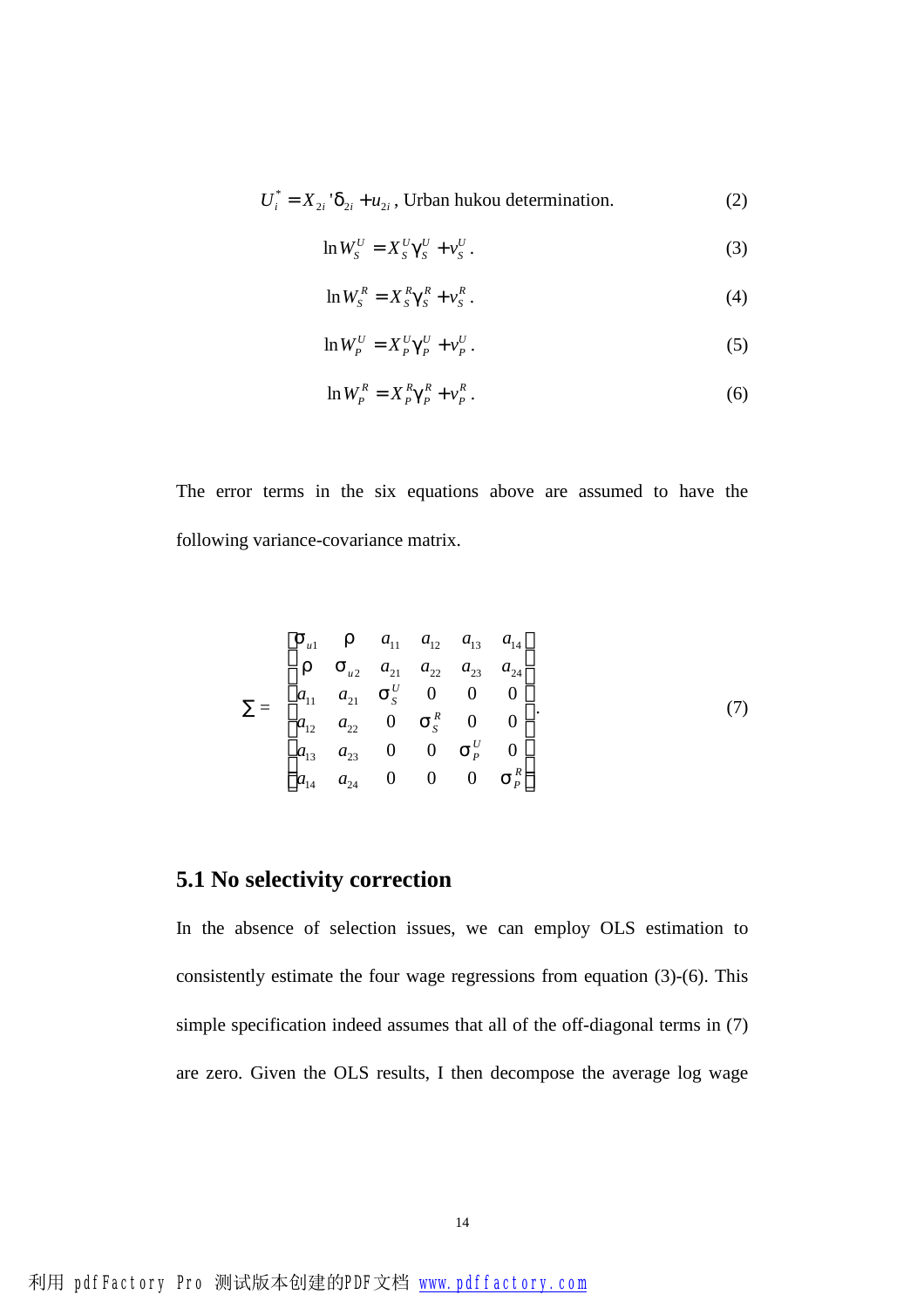$$U_i^* = X_{2i}'\delta_{2i} + u_{2i}, \text{ Urban hukou determination.} \tag{2}$$

$$\ln W_S^U = X_S^U \gamma_S^U + v_S^U. \tag{3}$$

$$\ln W_S^R = X_S^R \gamma_S^R + v_S^R. \tag{4}$$

$$\ln W_P^U = X_P^U \gamma_P^U + v_P^U. \tag{5}$$

$$\ln W_P^R = X_P^R \gamma_P^R + v_P^R. \tag{6}$$

The error terms in the six equations above are assumed to have the following variance-covariance matrix.

$$\Sigma = \begin{bmatrix} \sigma_{u1} & \rho & a_{11} & a_{12} & a_{13} & a_{14} \\ \rho & \sigma_{u2} & a_{21} & a_{22} & a_{23} & a_{24} \\ a_{11} & a_{21} & \sigma_S^U & 0 & 0 & 0 \\ a_{12} & a_{22} & 0 & \sigma_S^R & 0 & 0 \\ a_{13} & a_{23} & 0 & 0 & \sigma_P^U & 0 \\ a_{14} & a_{24} & 0 & 0 & 0 & \sigma_P^R \end{bmatrix}. \tag{7}$$

## 5.1 No selectivity correction

In the absence of selection issues, we can employ OLS estimation to consistently estimate the four wage regressions from equation (3)-(6). This simple specification indeed assumes that all of the off-diagonal terms in (7) are zero. Given the OLS results, I then decompose the average log wage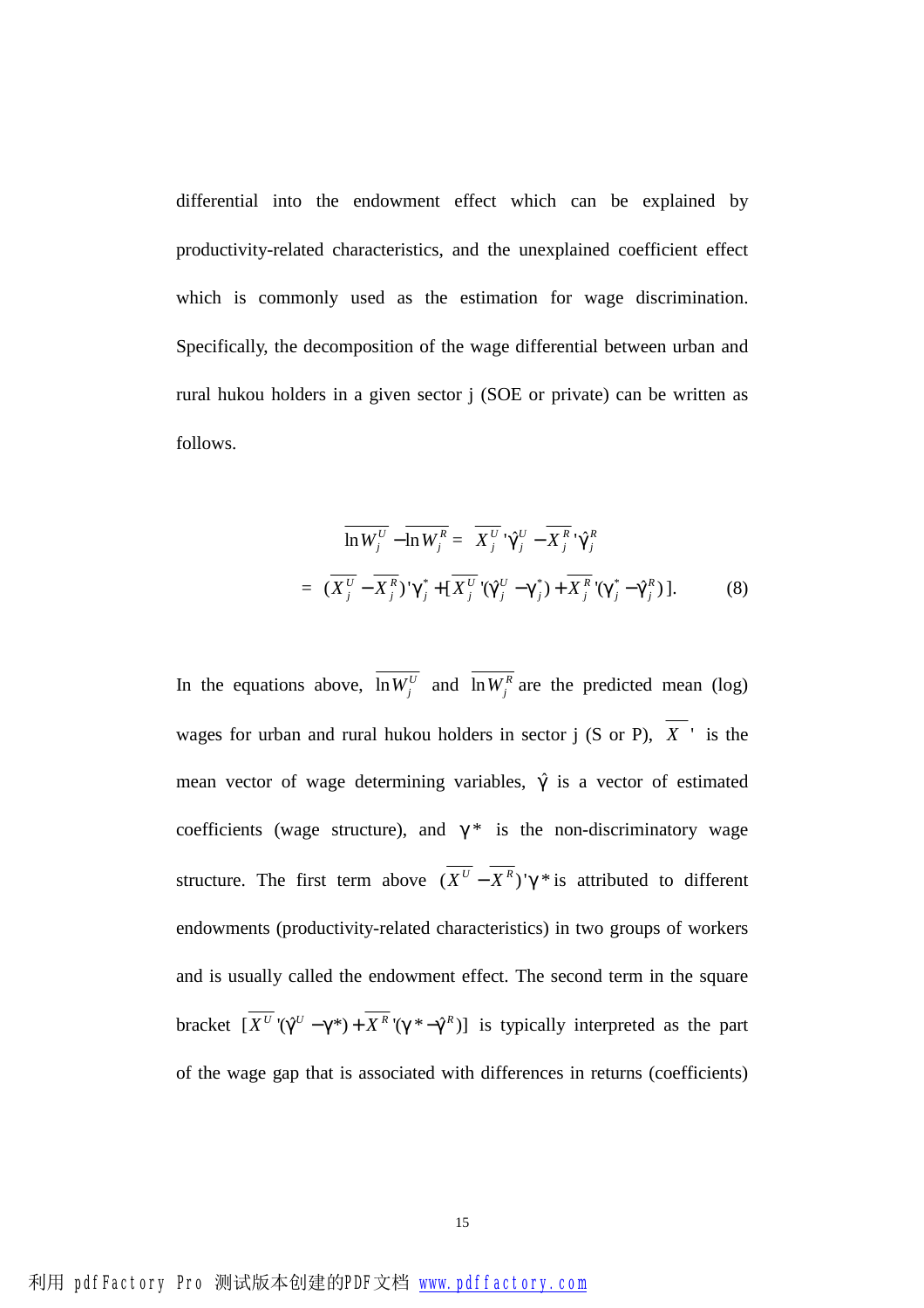differential into the endowment effect which can be explained by productivity-related characteristics, and the unexplained coefficient effect which is commonly used as the estimation for wage discrimination. Specifically, the decomposition of the wage differential between urban and rural hukou holders in a given sector j (SOE or private) can be written as follows.

$$
\begin{aligned}
\overline{\ln W_j^U} - \overline{\ln W_j^R} &= \overline{X_j^U}'\hat{\gamma}_j^U - \overline{X_j^R}'\hat{\gamma}_j^R \\
&= (\overline{X_j^U} - \overline{X_j^R})'\gamma_j^* + [\overline{X_j^U}'(\hat{\gamma}_j^U - \gamma_j^*) + \overline{X_j^R}'(\gamma_j^* - \hat{\gamma}_j^R)]. \qquad (8)
\end{aligned}
$$

In the equations above, $\overline{\ln W_j^U}$ and $\overline{\ln W_j^R}$ are the predicted mean (log) wages for urban and rural hukou holders in sector j (S or P), $\overline{X}'$ is the mean vector of wage determining variables, $\hat{\gamma}$ is a vector of estimated coefficients (wage structure), and $\gamma^*$ is the non-discriminatory wage structure. The first term above $(\overline{X^U} - \overline{X^R})'\gamma^*$ is attributed to different endowments (productivity-related characteristics) in two groups of workers and is usually called the endowment effect. The second term in the square bracket $[\overline{X^U}'(\hat{\gamma}^U - \gamma^*) + \overline{X^R}'(\gamma^* - \hat{\gamma}^R)]$ is typically interpreted as the part of the wage gap that is associated with differences in returns (coefficients)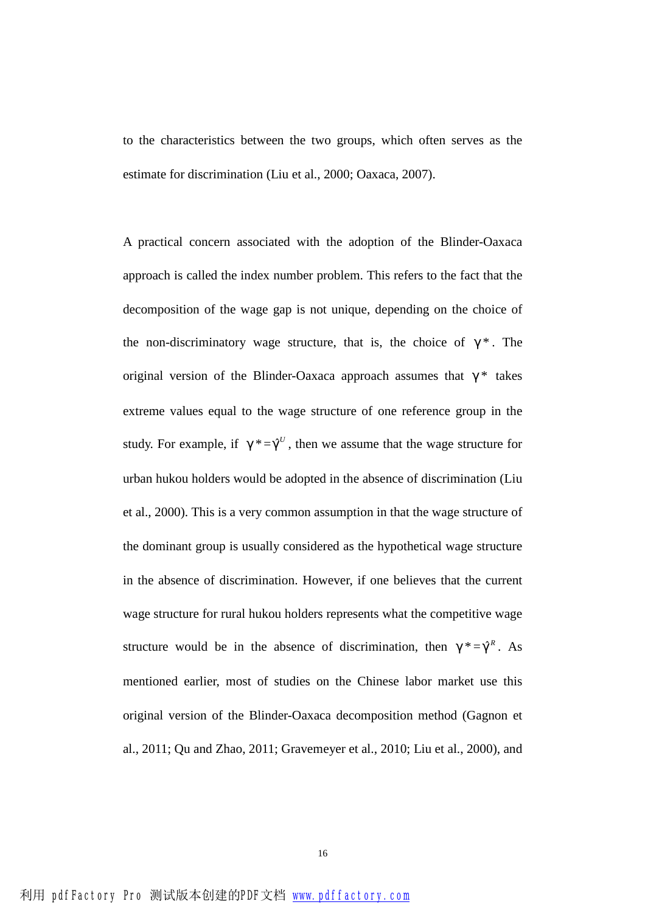to the characteristics between the two groups, which often serves as the estimate for discrimination (Liu et al., 2000; Oaxaca, 2007).

A practical concern associated with the adoption of the Blinder-Oaxaca approach is called the index number problem. This refers to the fact that the decomposition of the wage gap is not unique, depending on the choice of the non-discriminatory wage structure, that is, the choice of $\gamma^*$. The original version of the Blinder-Oaxaca approach assumes that $\gamma^*$ takes extreme values equal to the wage structure of one reference group in the study. For example, if $\gamma^* = \hat{\gamma}^U$, then we assume that the wage structure for urban hukou holders would be adopted in the absence of discrimination (Liu et al., 2000). This is a very common assumption in that the wage structure of the dominant group is usually considered as the hypothetical wage structure in the absence of discrimination. However, if one believes that the current wage structure for rural hukou holders represents what the competitive wage structure would be in the absence of discrimination, then $\gamma^* = \hat{\gamma}^R$. As mentioned earlier, most of studies on the Chinese labor market use this original version of the Blinder-Oaxaca decomposition method (Gagnon et al., 2011; Qu and Zhao, 2011; Gravemeyer et al., 2010; Liu et al., 2000), and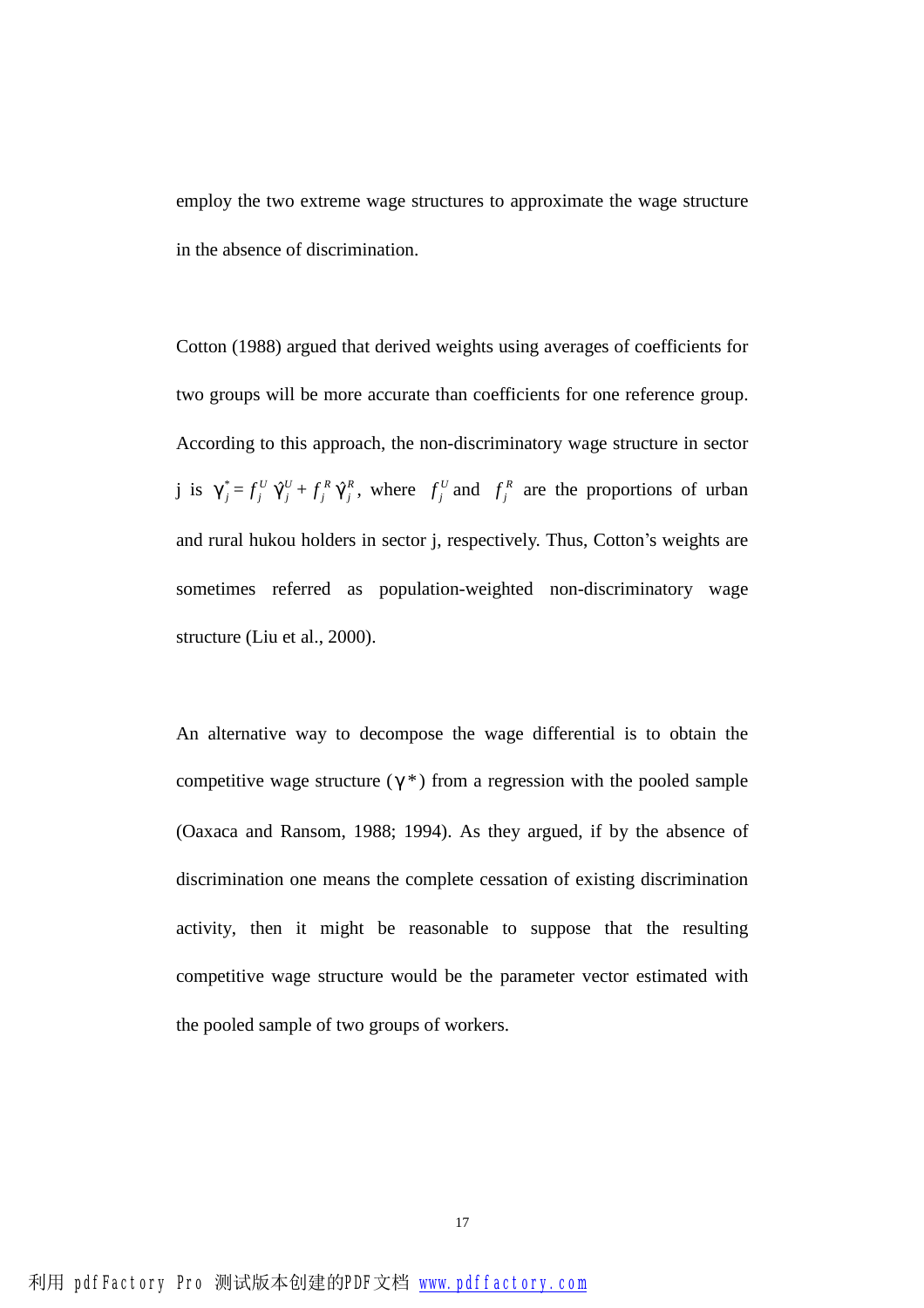employ the two extreme wage structures to approximate the wage structure in the absence of discrimination.

Cotton (1988) argued that derived weights using averages of coefficients for two groups will be more accurate than coefficients for one reference group. According to this approach, the non-discriminatory wage structure in sector j is $\gamma_j^* = f_j^U \hat{\gamma}_j^U + f_j^R \hat{\gamma}_j^R$, where $f_j^U$ and $f_j^R$ are the proportions of urban and rural hukou holders in sector j, respectively. Thus, Cotton's weights are sometimes referred as population-weighted non-discriminatory wage structure (Liu et al., 2000).

An alternative way to decompose the wage differential is to obtain the competitive wage structure ($\gamma^*$) from a regression with the pooled sample (Oaxaca and Ransom, 1988; 1994). As they argued, if by the absence of discrimination one means the complete cessation of existing discrimination activity, then it might be reasonable to suppose that the resulting competitive wage structure would be the parameter vector estimated with the pooled sample of two groups of workers.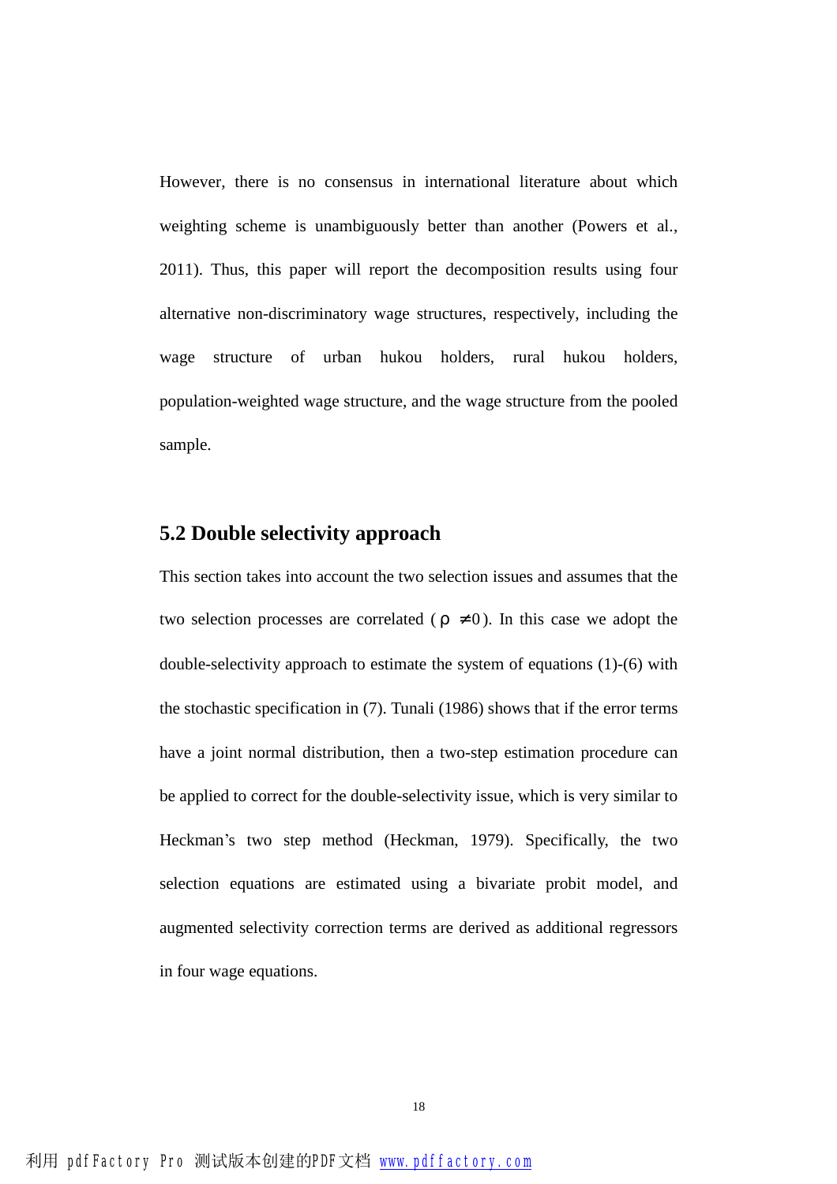However, there is no consensus in international literature about which weighting scheme is unambiguously better than another (Powers et al., 2011). Thus, this paper will report the decomposition results using four alternative non-discriminatory wage structures, respectively, including the wage structure of urban hukou holders, rural hukou holders, population-weighted wage structure, and the wage structure from the pooled sample.

## 5.2 Double selectivity approach

This section takes into account the two selection issues and assumes that the two selection processes are correlated ($\rho \neq 0$). In this case we adopt the double-selectivity approach to estimate the system of equations (1)-(6) with the stochastic specification in (7). Tunali (1986) shows that if the error terms have a joint normal distribution, then a two-step estimation procedure can be applied to correct for the double-selectivity issue, which is very similar to Heckman's two step method (Heckman, 1979). Specifically, the two selection equations are estimated using a bivariate probit model, and augmented selectivity correction terms are derived as additional regressors in four wage equations.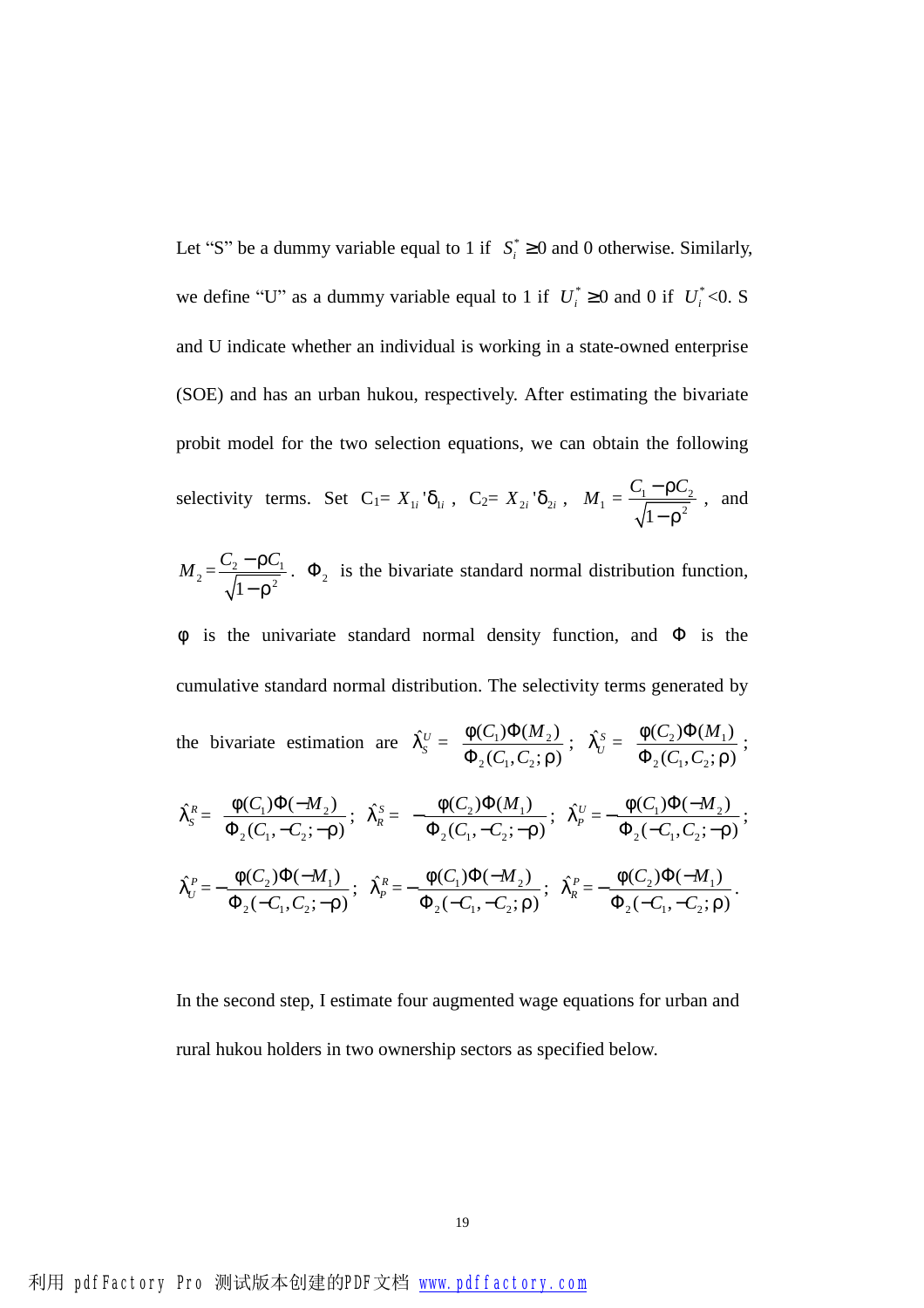Let “S” be a dummy variable equal to 1 if $S_i^* \geq 0$ and 0 otherwise. Similarly, we define “U” as a dummy variable equal to 1 if $U_i^* \geq 0$ and 0 if $U_i^* < 0$. S and U indicate whether an individual is working in a state-owned enterprise (SOE) and has an urban hukou, respectively. After estimating the bivariate probit model for the two selection equations, we can obtain the following selectivity terms. Set $C_1 = X_{1i}'\delta_{1i}$, $C_2 = X_{2i}'\delta_{2i}$, $M_1 = \frac{C_1 - \rho C_2}{\sqrt{1-\rho^2}}$, and $M_2 = \frac{C_2 - \rho C_1}{\sqrt{1-\rho^2}}$. $\Phi_2$ is the bivariate standard normal distribution function, $\phi$ is the univariate standard normal density function, and $\Phi$ is the cumulative standard normal distribution. The selectivity terms generated by the bivariate estimation are $\hat{\lambda}_S^U = \frac{\phi(C_1)\Phi(M_2)}{\Phi_2(C_1, C_2; \rho)}$; $\hat{\lambda}_U^S = \frac{\phi(C_2)\Phi(M_1)}{\Phi_2(C_1, C_2; \rho)}$;

$\hat{\lambda}_S^R = \frac{\phi(C_1)\Phi(-M_2)}{\Phi_2(C_1, -C_2; -\rho)}$; $\hat{\lambda}_R^S = -\frac{\phi(C_2)\Phi(M_1)}{\Phi_2(C_1, -C_2; -\rho)}$; $\hat{\lambda}_P^U = -\frac{\phi(C_1)\Phi(-M_2)}{\Phi_2(-C_1, C_2; -\rho)}$;

$\hat{\lambda}_U^P = -\frac{\phi(C_2)\Phi(-M_1)}{\Phi_2(-C_1, C_2; -\rho)}$; $\hat{\lambda}_P^R = -\frac{\phi(C_1)\Phi(-M_2)}{\Phi_2(-C_1, -C_2; \rho)}$; $\hat{\lambda}_R^P = -\frac{\phi(C_2)\Phi(-M_1)}{\Phi_2(-C_1, -C_2; \rho)}$.

In the second step, I estimate four augmented wage equations for urban and rural hukou holders in two ownership sectors as specified below.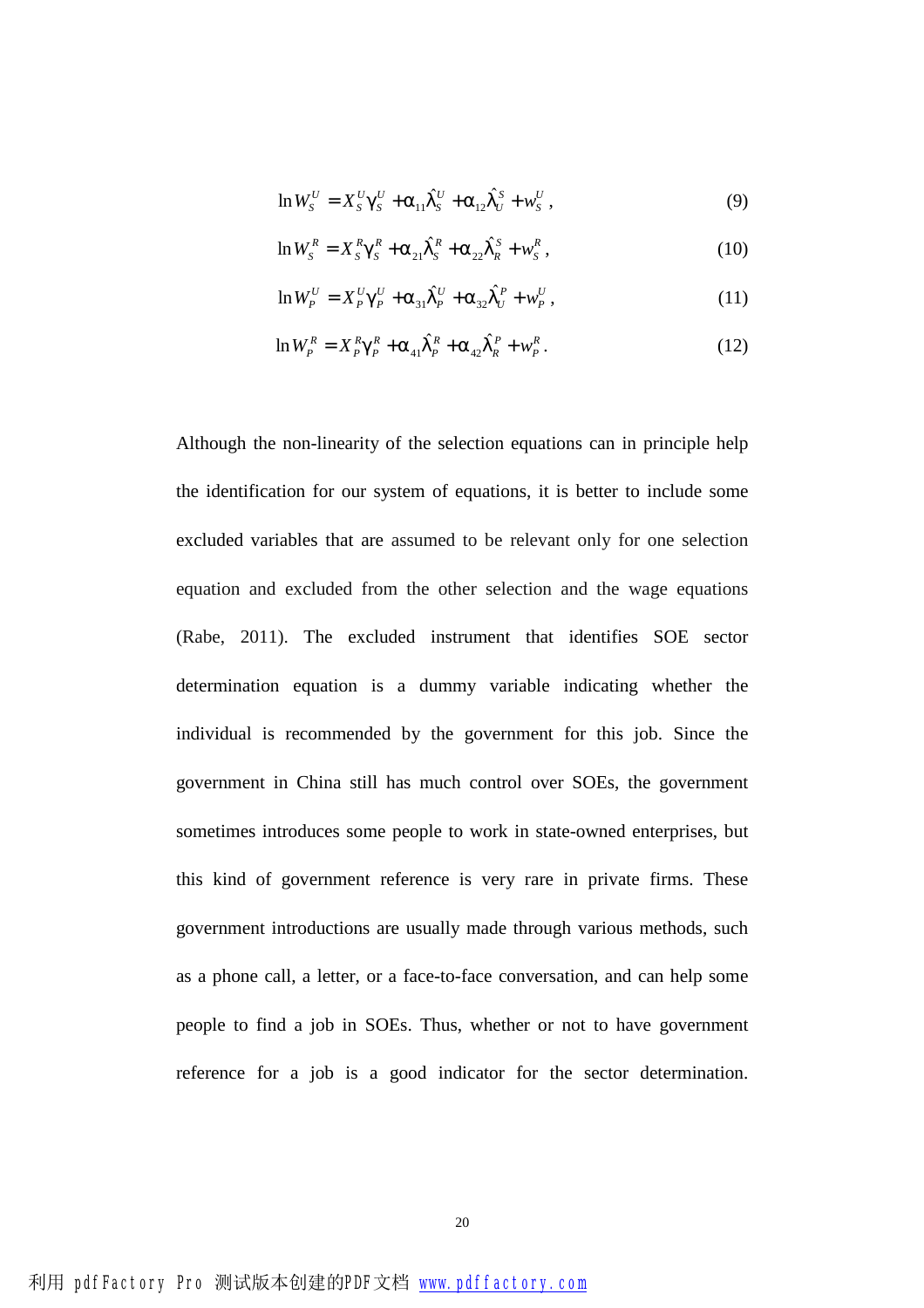$$\ln W_S^U = X_S^U \gamma_S^U + \alpha_{11} \hat{\lambda}_S^U + \alpha_{12} \hat{\lambda}_U^S + w_S^U, \tag{9}$$

$$\ln W_S^R = X_S^R \gamma_S^R + \alpha_{21} \hat{\lambda}_S^R + \alpha_{22} \hat{\lambda}_R^S + w_S^R, \tag{10}$$

$$\ln W_P^U = X_P^U \gamma_P^U + \alpha_{31} \hat{\lambda}_P^U + \alpha_{32} \hat{\lambda}_U^P + w_P^U, \tag{11}$$

$$\ln W_P^R = X_P^R \gamma_P^R + \alpha_{41} \hat{\lambda}_P^R + \alpha_{42} \hat{\lambda}_R^P + w_P^R. \tag{12}$$

Although the non-linearity of the selection equations can in principle help the identification for our system of equations, it is better to include some excluded variables that are assumed to be relevant only for one selection equation and excluded from the other selection and the wage equations (Rabe, 2011). The excluded instrument that identifies SOE sector determination equation is a dummy variable indicating whether the individual is recommended by the government for this job. Since the government in China still has much control over SOEs, the government sometimes introduces some people to work in state-owned enterprises, but this kind of government reference is very rare in private firms. These government introductions are usually made through various methods, such as a phone call, a letter, or a face-to-face conversation, and can help some people to find a job in SOEs. Thus, whether or not to have government reference for a job is a good indicator for the sector determination.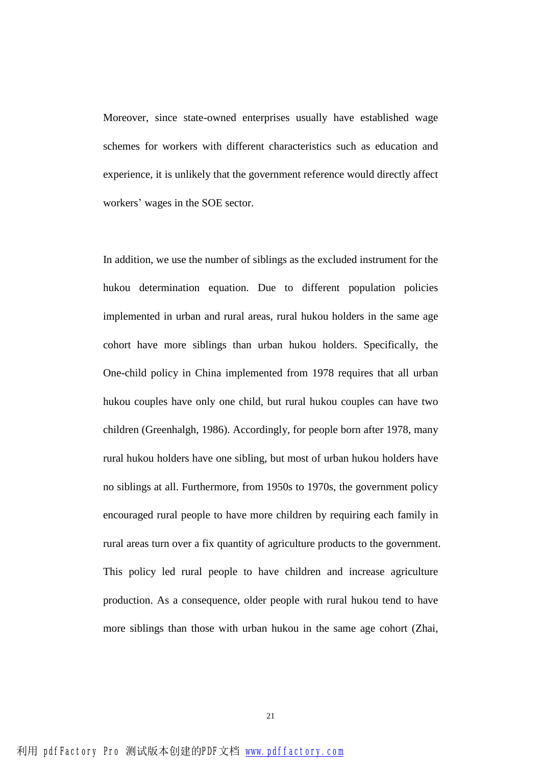Moreover, since state-owned enterprises usually have established wage schemes for workers with different characteristics such as education and experience, it is unlikely that the government reference would directly affect workers' wages in the SOE sector.

In addition, we use the number of siblings as the excluded instrument for the hukou determination equation. Due to different population policies implemented in urban and rural areas, rural hukou holders in the same age cohort have more siblings than urban hukou holders. Specifically, the One-child policy in China implemented from 1978 requires that all urban hukou couples have only one child, but rural hukou couples can have two children (Greenhalgh, 1986). Accordingly, for people born after 1978, many rural hukou holders have one sibling, but most of urban hukou holders have no siblings at all. Furthermore, from 1950s to 1970s, the government policy encouraged rural people to have more children by requiring each family in rural areas turn over a fix quantity of agriculture products to the government. This policy led rural people to have children and increase agriculture production. As a consequence, older people with rural hukou tend to have more siblings than those with urban hukou in the same age cohort (Zhai,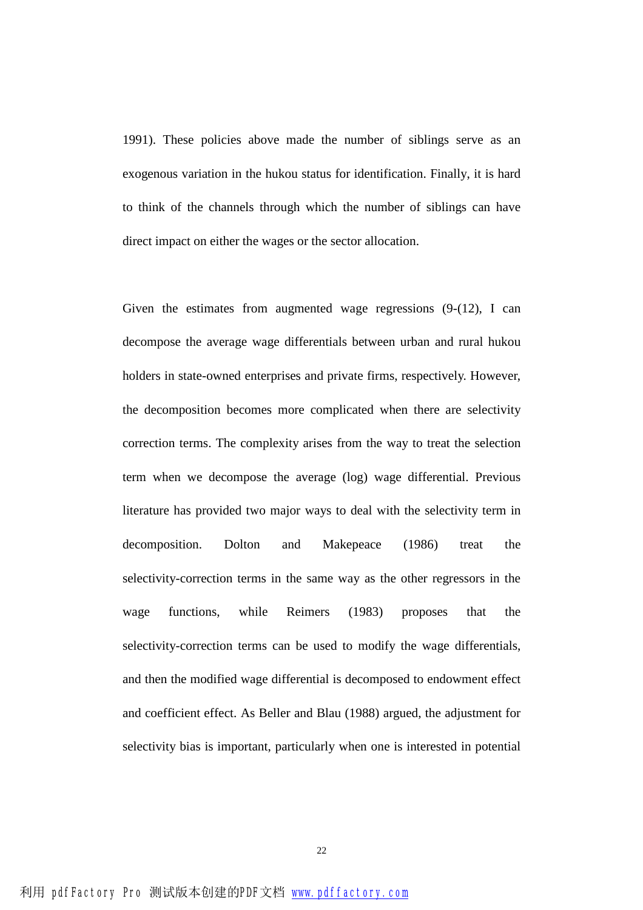1991). These policies above made the number of siblings serve as an exogenous variation in the hukou status for identification. Finally, it is hard to think of the channels through which the number of siblings can have direct impact on either the wages or the sector allocation.

Given the estimates from augmented wage regressions (9-(12), I can decompose the average wage differentials between urban and rural hukou holders in state-owned enterprises and private firms, respectively. However, the decomposition becomes more complicated when there are selectivity correction terms. The complexity arises from the way to treat the selection term when we decompose the average (log) wage differential. Previous literature has provided two major ways to deal with the selectivity term in decomposition. Dolton and Makepeace (1986) treat the selectivity-correction terms in the same way as the other regressors in the wage functions, while Reimers (1983) proposes that the selectivity-correction terms can be used to modify the wage differentials, and then the modified wage differential is decomposed to endowment effect and coefficient effect. As Beller and Blau (1988) argued, the adjustment for selectivity bias is important, particularly when one is interested in potential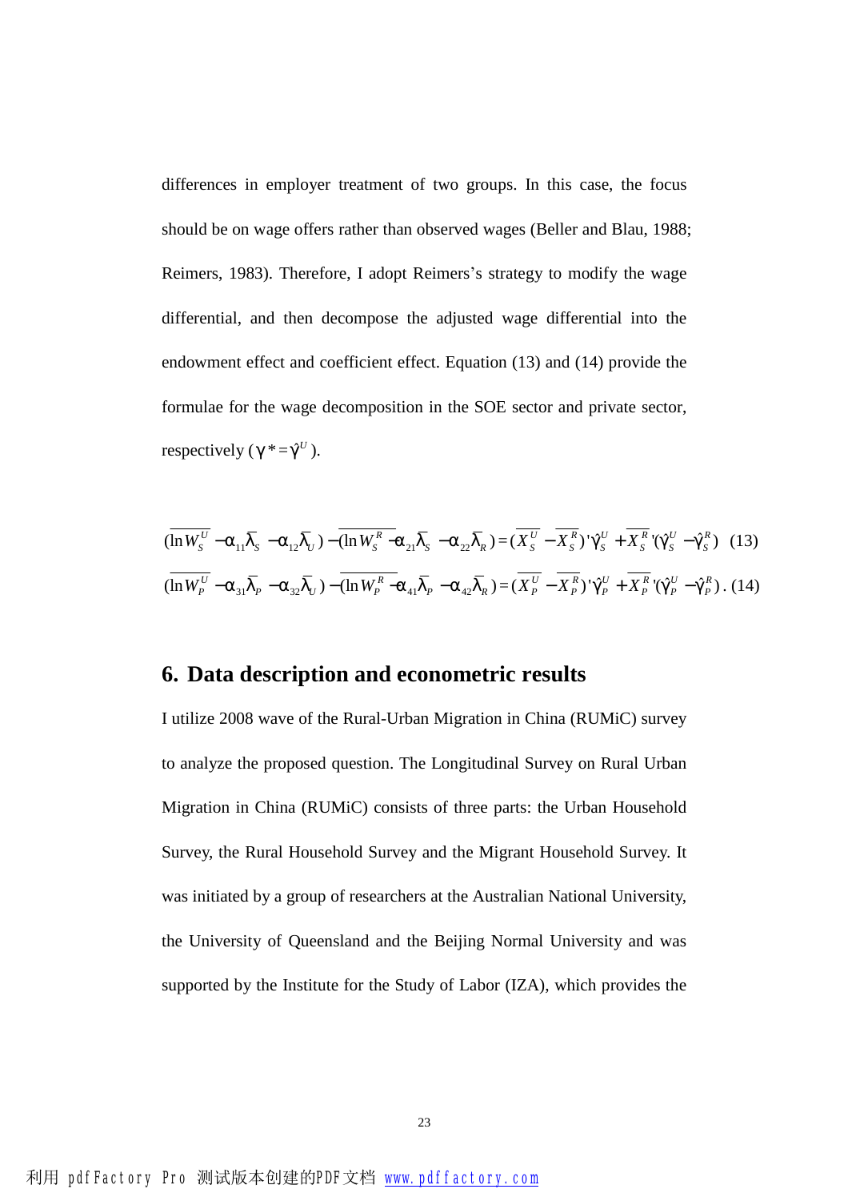differences in employer treatment of two groups. In this case, the focus should be on wage offers rather than observed wages (Beller and Blau, 1988; Reimers, 1983). Therefore, I adopt Reimers's strategy to modify the wage differential, and then decompose the adjusted wage differential into the endowment effect and coefficient effect. Equation (13) and (14) provide the formulae for the wage decomposition in the SOE sector and private sector, respectively ($\gamma^* = \hat{\gamma}^U$).

$$(\overline{\ln W_S^U} - \alpha_{11}\overline{\lambda}_S - \alpha_{12}\overline{\lambda}_U) - (\overline{\ln W_S^R} - \alpha_{21}\overline{\lambda}_S - \alpha_{22}\overline{\lambda}_R) = (\overline{X_S^U} - \overline{X_S^R})'\hat{\gamma}_S^U + \overline{X_S^R}'(\hat{\gamma}_S^U - \hat{\gamma}_S^R) \quad (13)$$

$$(\overline{\ln W_P^U} - \alpha_{31}\overline{\lambda}_P - \alpha_{32}\overline{\lambda}_U) - (\overline{\ln W_P^R} - \alpha_{41}\overline{\lambda}_P - \alpha_{42}\overline{\lambda}_R) = (\overline{X_P^U} - \overline{X_P^R})'\hat{\gamma}_P^U + \overline{X_P^R}'(\hat{\gamma}_P^U - \hat{\gamma}_P^R). \quad (14)$$

## 6. Data description and econometric results

I utilize 2008 wave of the Rural-Urban Migration in China (RUMiC) survey to analyze the proposed question. The Longitudinal Survey on Rural Urban Migration in China (RUMiC) consists of three parts: the Urban Household Survey, the Rural Household Survey and the Migrant Household Survey. It was initiated by a group of researchers at the Australian National University, the University of Queensland and the Beijing Normal University and was supported by the Institute for the Study of Labor (IZA), which provides the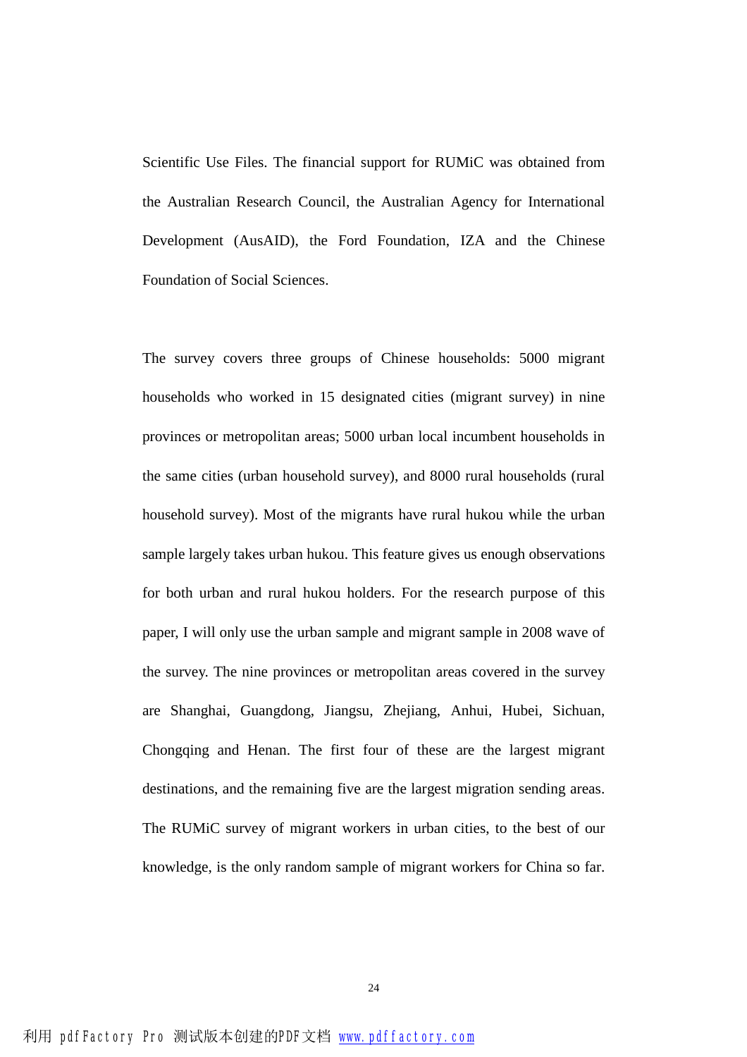Scientific Use Files. The financial support for RUMiC was obtained from the Australian Research Council, the Australian Agency for International Development (AusAID), the Ford Foundation, IZA and the Chinese Foundation of Social Sciences.

The survey covers three groups of Chinese households: 5000 migrant households who worked in 15 designated cities (migrant survey) in nine provinces or metropolitan areas; 5000 urban local incumbent households in the same cities (urban household survey), and 8000 rural households (rural household survey). Most of the migrants have rural hukou while the urban sample largely takes urban hukou. This feature gives us enough observations for both urban and rural hukou holders. For the research purpose of this paper, I will only use the urban sample and migrant sample in 2008 wave of the survey. The nine provinces or metropolitan areas covered in the survey are Shanghai, Guangdong, Jiangsu, Zhejiang, Anhui, Hubei, Sichuan, Chongqing and Henan. The first four of these are the largest migrant destinations, and the remaining five are the largest migration sending areas. The RUMiC survey of migrant workers in urban cities, to the best of our knowledge, is the only random sample of migrant workers for China so far.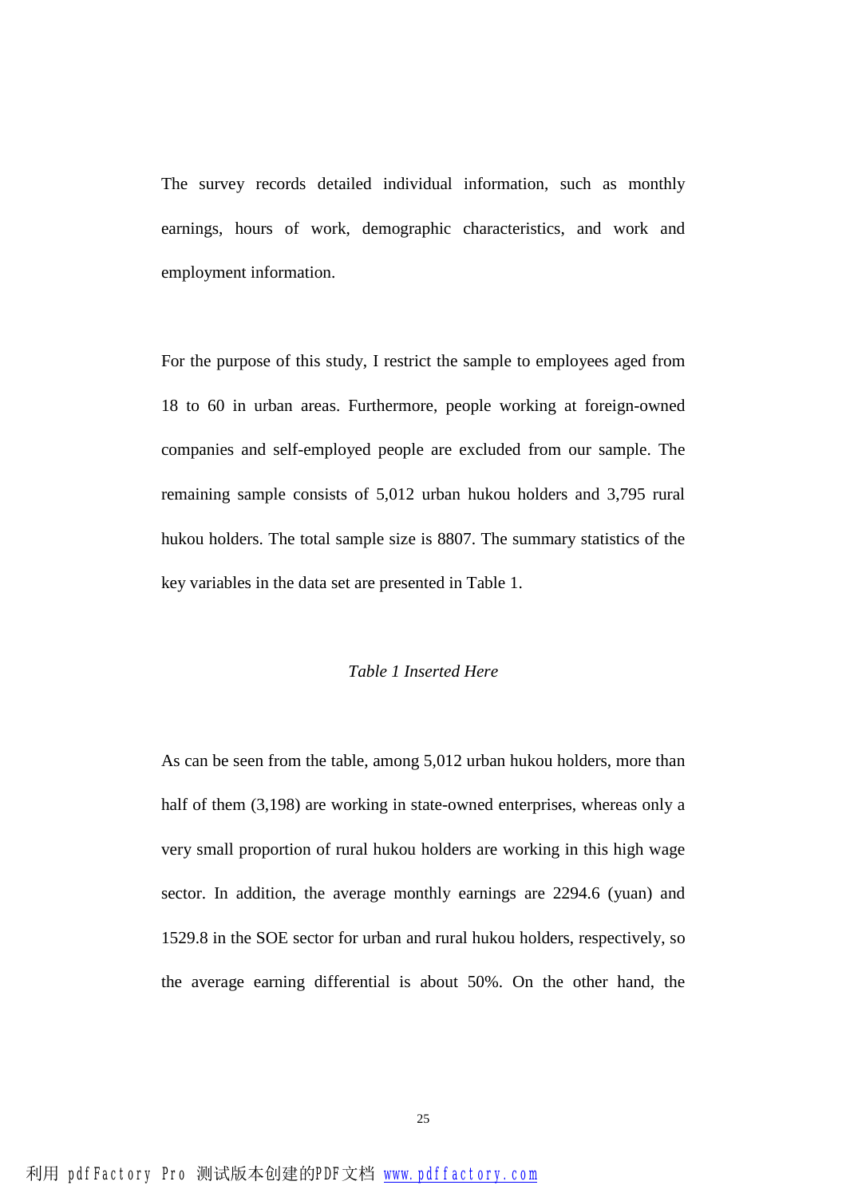The survey records detailed individual information, such as monthly earnings, hours of work, demographic characteristics, and work and employment information.

For the purpose of this study, I restrict the sample to employees aged from 18 to 60 in urban areas. Furthermore, people working at foreign-owned companies and self-employed people are excluded from our sample. The remaining sample consists of 5,012 urban hukou holders and 3,795 rural hukou holders. The total sample size is 8807. The summary statistics of the key variables in the data set are presented in Table 1.

*Table 1 Inserted Here*

As can be seen from the table, among 5,012 urban hukou holders, more than half of them (3,198) are working in state-owned enterprises, whereas only a very small proportion of rural hukou holders are working in this high wage sector. In addition, the average monthly earnings are 2294.6 (yuan) and 1529.8 in the SOE sector for urban and rural hukou holders, respectively, so the average earning differential is about 50%. On the other hand, the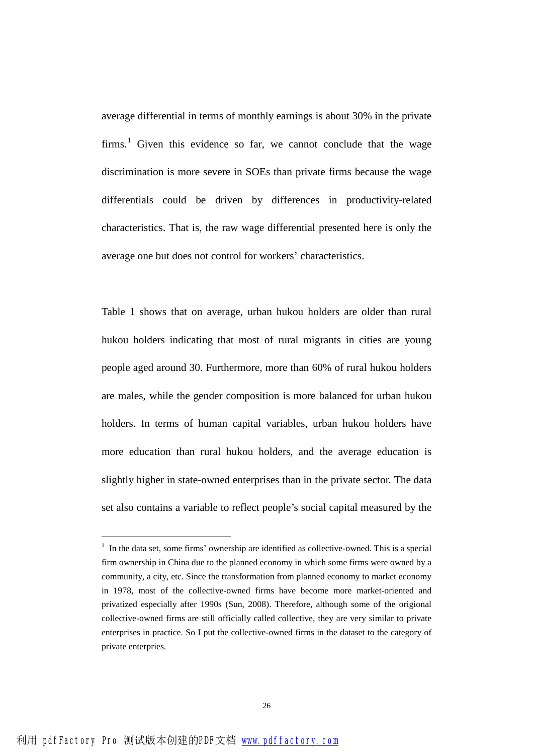average differential in terms of monthly earnings is about 30% in the private firms.[1] Given this evidence so far, we cannot conclude that the wage discrimination is more severe in SOEs than private firms because the wage differentials could be driven by differences in productivity-related characteristics. That is, the raw wage differential presented here is only the average one but does not control for workers' characteristics.

Table 1 shows that on average, urban hukou holders are older than rural hukou holders indicating that most of rural migrants in cities are young people aged around 30. Furthermore, more than 60% of rural hukou holders are males, while the gender composition is more balanced for urban hukou holders. In terms of human capital variables, urban hukou holders have more education than rural hukou holders, and the average education is slightly higher in state-owned enterprises than in the private sector. The data set also contains a variable to reflect people's social capital measured by the

---

[1] In the data set, some firms' ownership are identified as collective-owned. This is a special firm ownership in China due to the planned economy in which some firms were owned by a community, a city, etc. Since the transformation from planned economy to market economy in 1978, most of the collective-owned firms have become more market-oriented and privatized especially after 1990s (Sun, 2008). Therefore, although some of the origional collective-owned firms are still officially called collective, they are very similar to private enterprises in practice. So I put the collective-owned firms in the dataset to the category of private enterprises.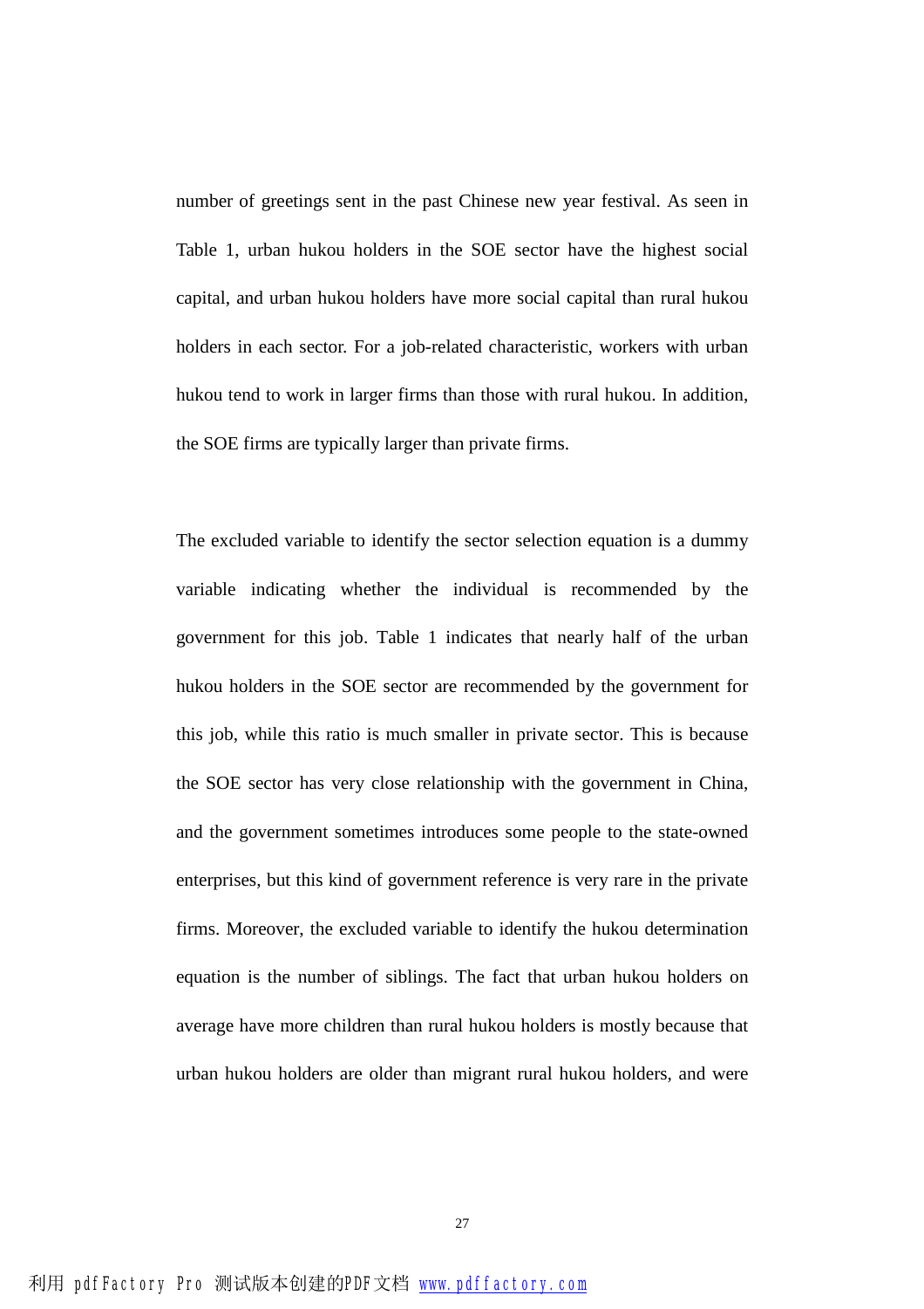number of greetings sent in the past Chinese new year festival. As seen in Table 1, urban hukou holders in the SOE sector have the highest social capital, and urban hukou holders have more social capital than rural hukou holders in each sector. For a job-related characteristic, workers with urban hukou tend to work in larger firms than those with rural hukou. In addition, the SOE firms are typically larger than private firms.

The excluded variable to identify the sector selection equation is a dummy variable indicating whether the individual is recommended by the government for this job. Table 1 indicates that nearly half of the urban hukou holders in the SOE sector are recommended by the government for this job, while this ratio is much smaller in private sector. This is because the SOE sector has very close relationship with the government in China, and the government sometimes introduces some people to the state-owned enterprises, but this kind of government reference is very rare in the private firms. Moreover, the excluded variable to identify the hukou determination equation is the number of siblings. The fact that urban hukou holders on average have more children than rural hukou holders is mostly because that urban hukou holders are older than migrant rural hukou holders, and were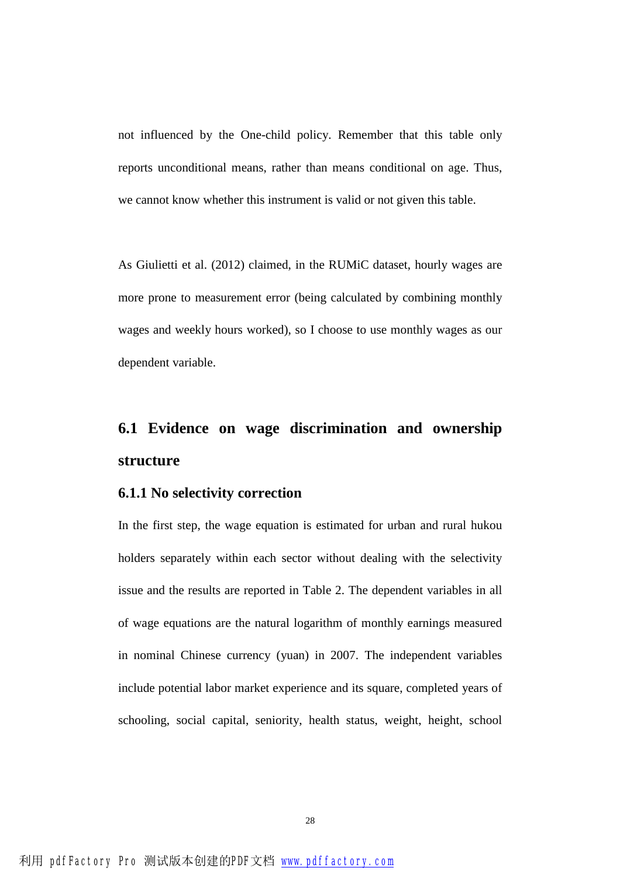not influenced by the One-child policy. Remember that this table only reports unconditional means, rather than means conditional on age. Thus, we cannot know whether this instrument is valid or not given this table.

As Giulietti et al. (2012) claimed, in the RUMiC dataset, hourly wages are more prone to measurement error (being calculated by combining monthly wages and weekly hours worked), so I choose to use monthly wages as our dependent variable.

## 6.1 Evidence on wage discrimination and ownership structure

### 6.1.1 No selectivity correction

In the first step, the wage equation is estimated for urban and rural hukou holders separately within each sector without dealing with the selectivity issue and the results are reported in Table 2. The dependent variables in all of wage equations are the natural logarithm of monthly earnings measured in nominal Chinese currency (yuan) in 2007. The independent variables include potential labor market experience and its square, completed years of schooling, social capital, seniority, health status, weight, height, school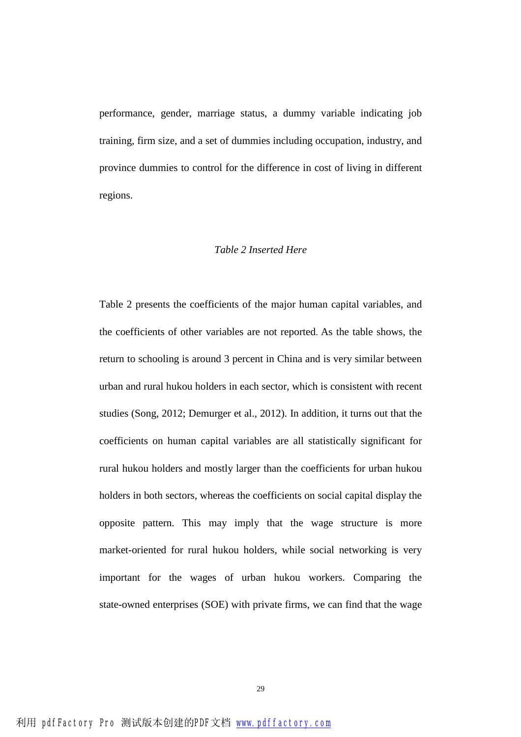performance, gender, marriage status, a dummy variable indicating job training, firm size, and a set of dummies including occupation, industry, and province dummies to control for the difference in cost of living in different regions.

*Table 2 Inserted Here*

Table 2 presents the coefficients of the major human capital variables, and the coefficients of other variables are not reported. As the table shows, the return to schooling is around 3 percent in China and is very similar between urban and rural hukou holders in each sector, which is consistent with recent studies (Song, 2012; Demurger et al., 2012). In addition, it turns out that the coefficients on human capital variables are all statistically significant for rural hukou holders and mostly larger than the coefficients for urban hukou holders in both sectors, whereas the coefficients on social capital display the opposite pattern. This may imply that the wage structure is more market-oriented for rural hukou holders, while social networking is very important for the wages of urban hukou workers. Comparing the state-owned enterprises (SOE) with private firms, we can find that the wage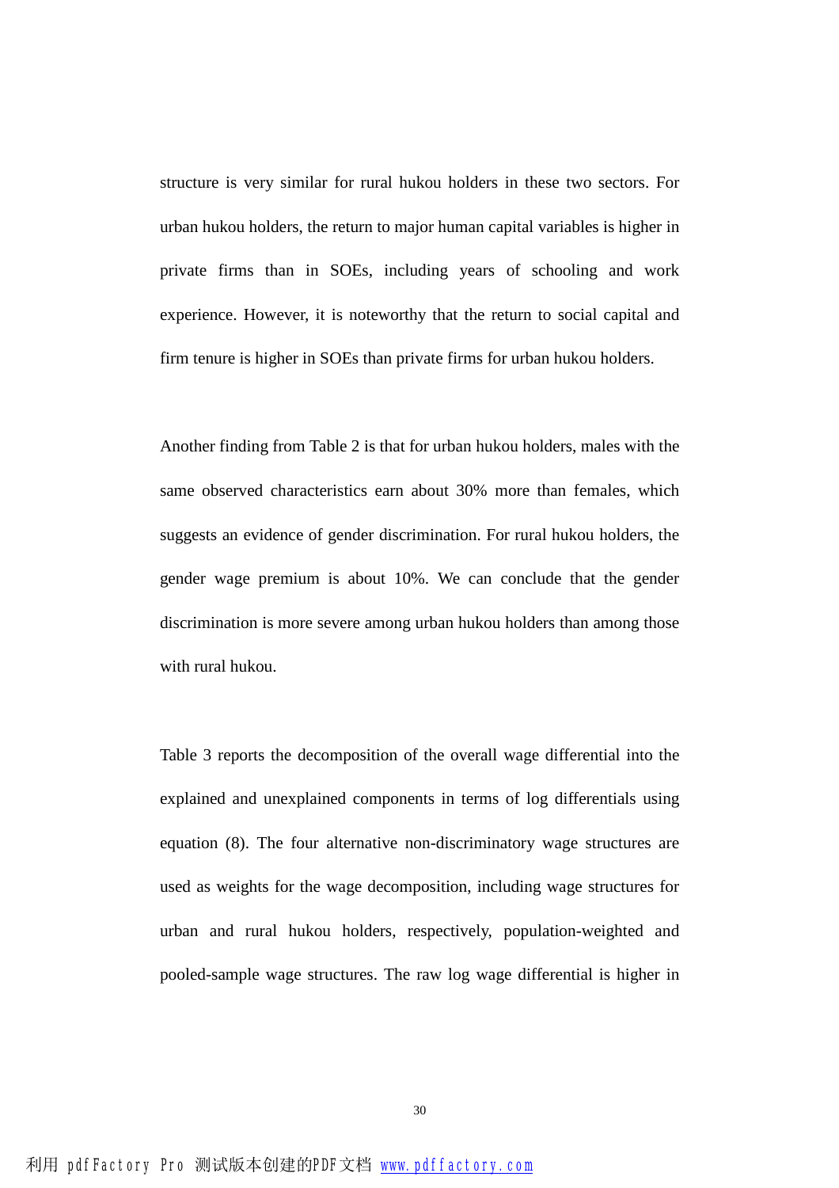structure is very similar for rural hukou holders in these two sectors. For urban hukou holders, the return to major human capital variables is higher in private firms than in SOEs, including years of schooling and work experience. However, it is noteworthy that the return to social capital and firm tenure is higher in SOEs than private firms for urban hukou holders.

Another finding from Table 2 is that for urban hukou holders, males with the same observed characteristics earn about 30% more than females, which suggests an evidence of gender discrimination. For rural hukou holders, the gender wage premium is about 10%. We can conclude that the gender discrimination is more severe among urban hukou holders than among those with rural hukou.

Table 3 reports the decomposition of the overall wage differential into the explained and unexplained components in terms of log differentials using equation (8). The four alternative non-discriminatory wage structures are used as weights for the wage decomposition, including wage structures for urban and rural hukou holders, respectively, population-weighted and pooled-sample wage structures. The raw log wage differential is higher in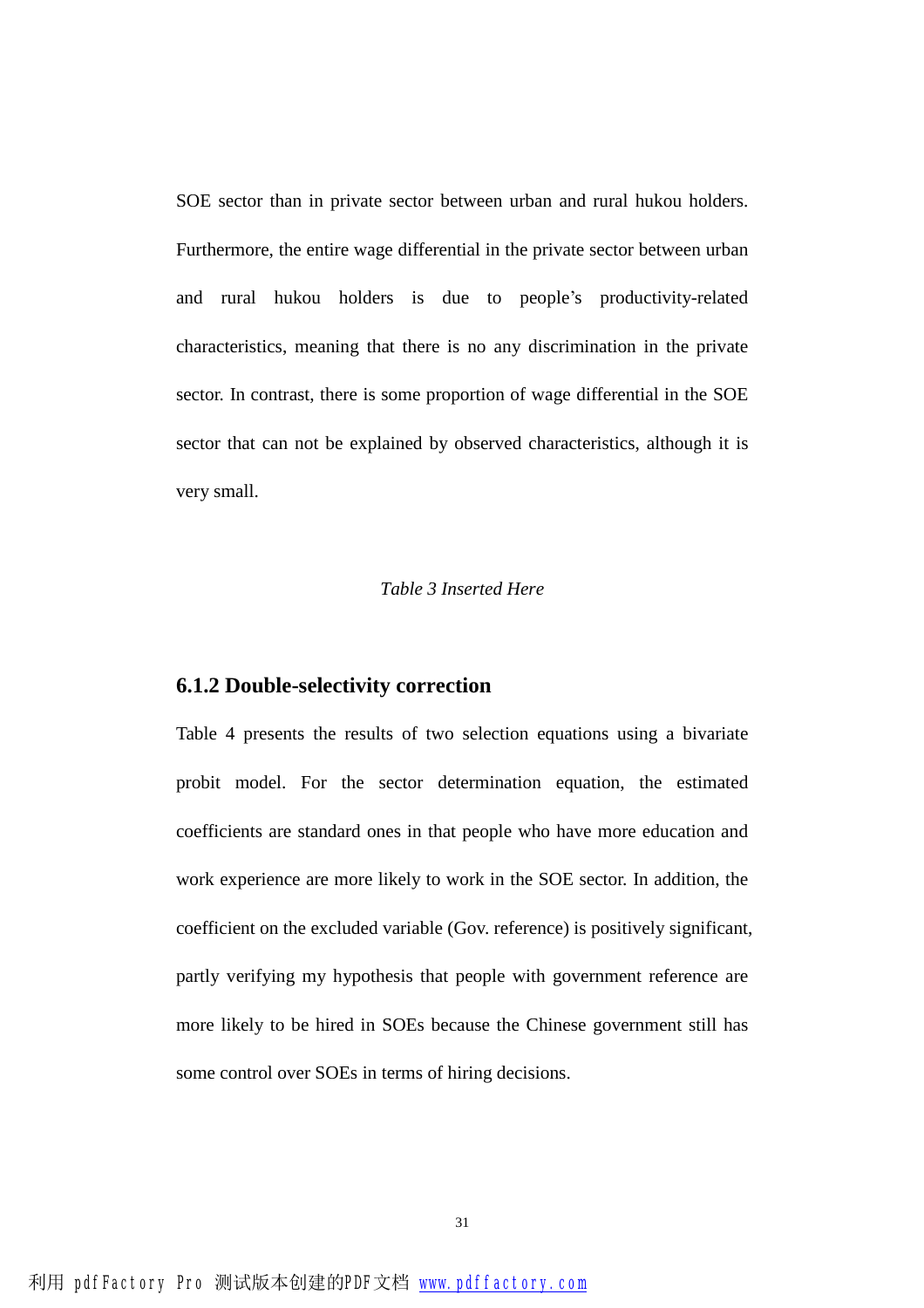SOE sector than in private sector between urban and rural hukou holders. Furthermore, the entire wage differential in the private sector between urban and rural hukou holders is due to people's productivity-related characteristics, meaning that there is no any discrimination in the private sector. In contrast, there is some proportion of wage differential in the SOE sector that can not be explained by observed characteristics, although it is very small.

*Table 3 Inserted Here*

### 6.1.2 Double-selectivity correction

Table 4 presents the results of two selection equations using a bivariate probit model. For the sector determination equation, the estimated coefficients are standard ones in that people who have more education and work experience are more likely to work in the SOE sector. In addition, the coefficient on the excluded variable (Gov. reference) is positively significant, partly verifying my hypothesis that people with government reference are more likely to be hired in SOEs because the Chinese government still has some control over SOEs in terms of hiring decisions.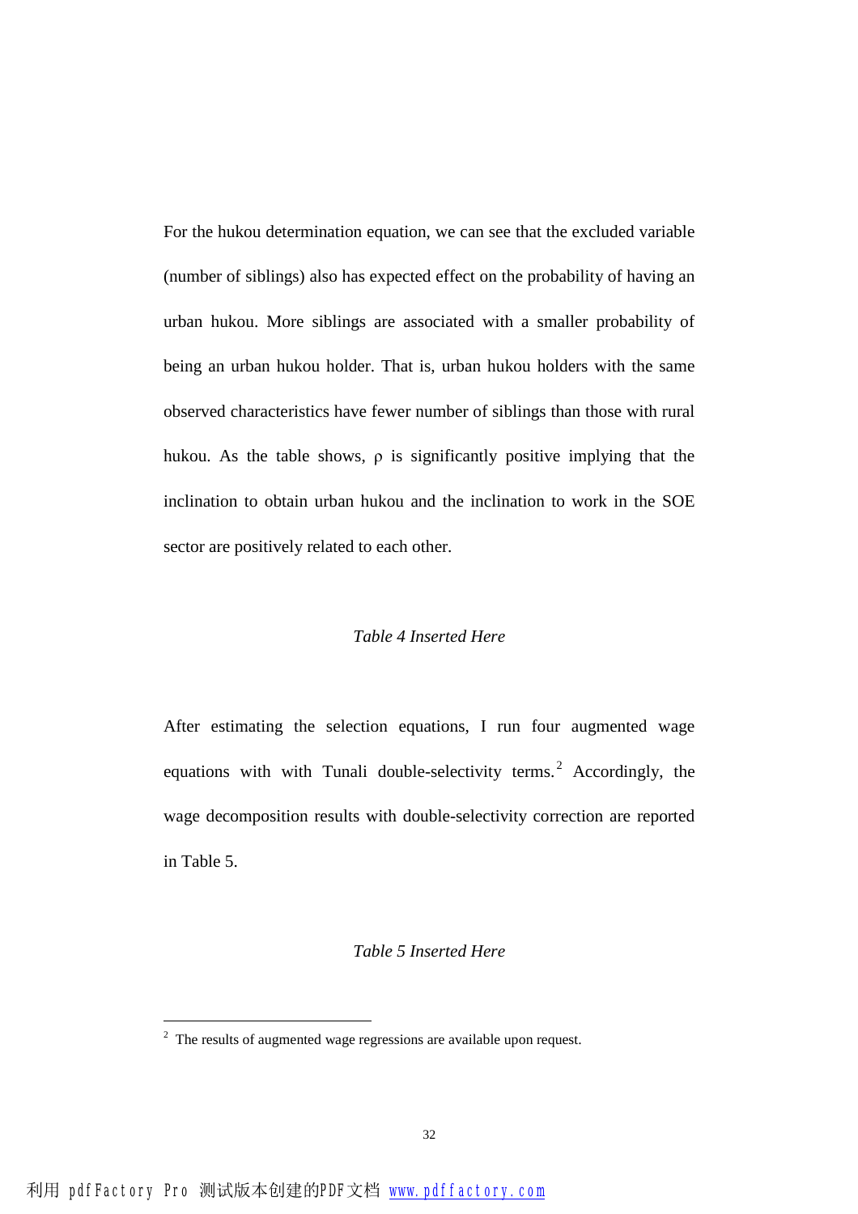For the hukou determination equation, we can see that the excluded variable (number of siblings) also has expected effect on the probability of having an urban hukou. More siblings are associated with a smaller probability of being an urban hukou holder. That is, urban hukou holders with the same observed characteristics have fewer number of siblings than those with rural hukou. As the table shows, $\rho$ is significantly positive implying that the inclination to obtain urban hukou and the inclination to work in the SOE sector are positively related to each other.

*Table 4 Inserted Here*

After estimating the selection equations, I run four augmented wage equations with with Tunali double-selectivity terms.[2] Accordingly, the wage decomposition results with double-selectivity correction are reported in Table 5.

*Table 5 Inserted Here*

[2] The results of augmented wage regressions are available upon request.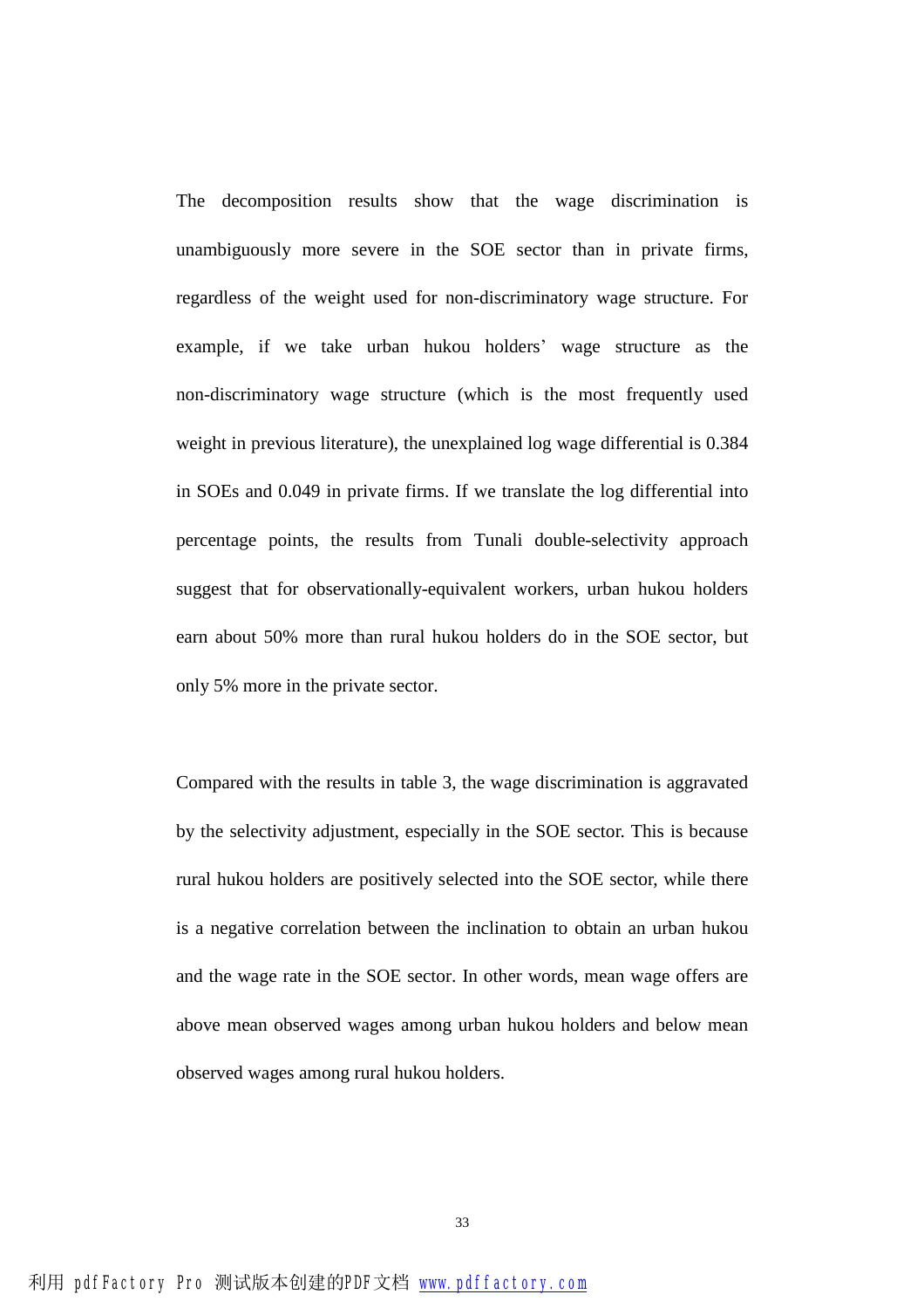The decomposition results show that the wage discrimination is unambiguously more severe in the SOE sector than in private firms, regardless of the weight used for non-discriminatory wage structure. For example, if we take urban hukou holders' wage structure as the non-discriminatory wage structure (which is the most frequently used weight in previous literature), the unexplained log wage differential is 0.384 in SOEs and 0.049 in private firms. If we translate the log differential into percentage points, the results from Tunali double-selectivity approach suggest that for observationally-equivalent workers, urban hukou holders earn about 50% more than rural hukou holders do in the SOE sector, but only 5% more in the private sector.

Compared with the results in table 3, the wage discrimination is aggravated by the selectivity adjustment, especially in the SOE sector. This is because rural hukou holders are positively selected into the SOE sector, while there is a negative correlation between the inclination to obtain an urban hukou and the wage rate in the SOE sector. In other words, mean wage offers are above mean observed wages among urban hukou holders and below mean observed wages among rural hukou holders.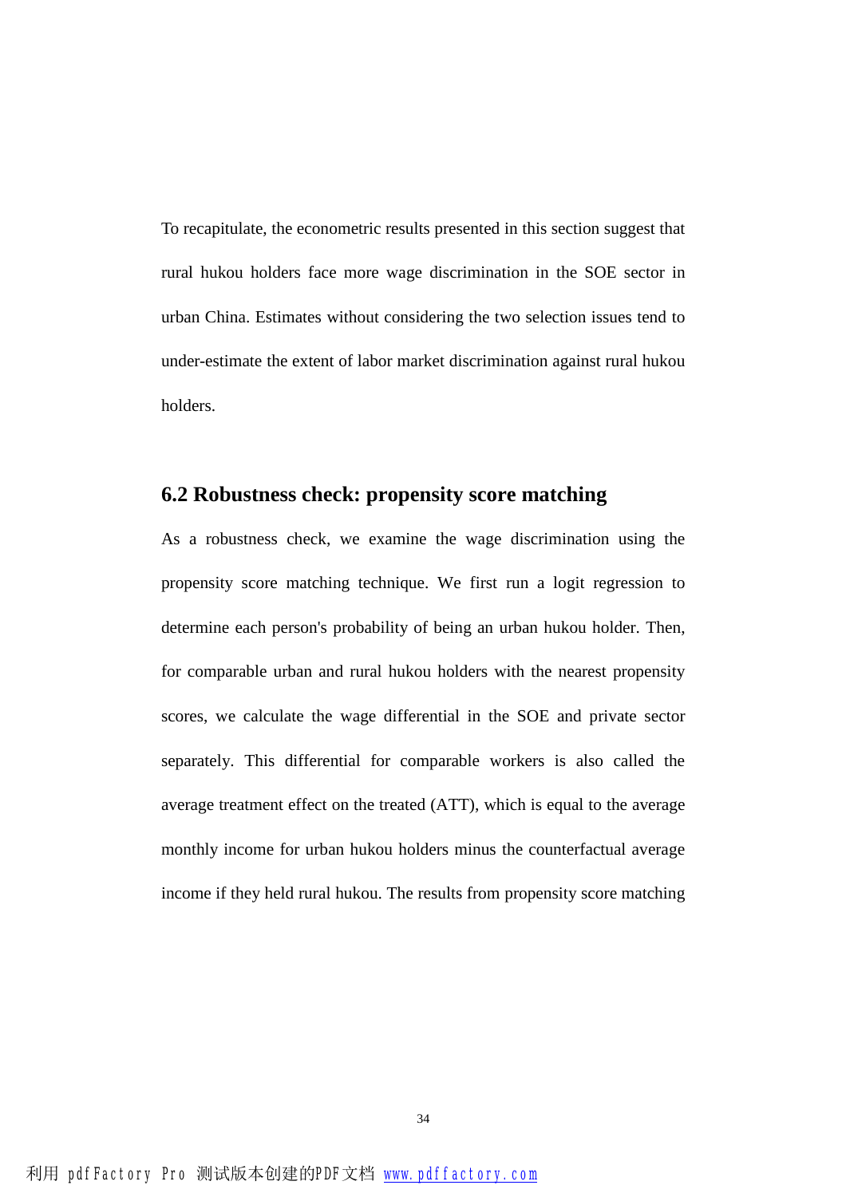To recapitulate, the econometric results presented in this section suggest that rural hukou holders face more wage discrimination in the SOE sector in urban China. Estimates without considering the two selection issues tend to under-estimate the extent of labor market discrimination against rural hukou holders.

## 6.2 Robustness check: propensity score matching

As a robustness check, we examine the wage discrimination using the propensity score matching technique. We first run a logit regression to determine each person's probability of being an urban hukou holder. Then, for comparable urban and rural hukou holders with the nearest propensity scores, we calculate the wage differential in the SOE and private sector separately. This differential for comparable workers is also called the average treatment effect on the treated (ATT), which is equal to the average monthly income for urban hukou holders minus the counterfactual average income if they held rural hukou. The results from propensity score matching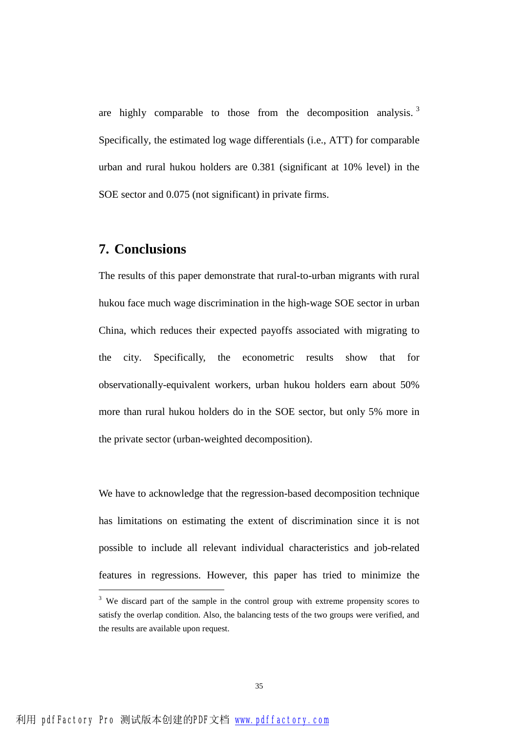are highly comparable to those from the decomposition analysis.[3] Specifically, the estimated log wage differentials (i.e., ATT) for comparable urban and rural hukou holders are 0.381 (significant at 10% level) in the SOE sector and 0.075 (not significant) in private firms.

## 7. Conclusions

The results of this paper demonstrate that rural-to-urban migrants with rural hukou face much wage discrimination in the high-wage SOE sector in urban China, which reduces their expected payoffs associated with migrating to the city. Specifically, the econometric results show that for observationally-equivalent workers, urban hukou holders earn about 50% more than rural hukou holders do in the SOE sector, but only 5% more in the private sector (urban-weighted decomposition).

We have to acknowledge that the regression-based decomposition technique has limitations on estimating the extent of discrimination since it is not possible to include all relevant individual characteristics and job-related features in regressions. However, this paper has tried to minimize the

[3] We discard part of the sample in the control group with extreme propensity scores to satisfy the overlap condition. Also, the balancing tests of the two groups were verified, and the results are available upon request.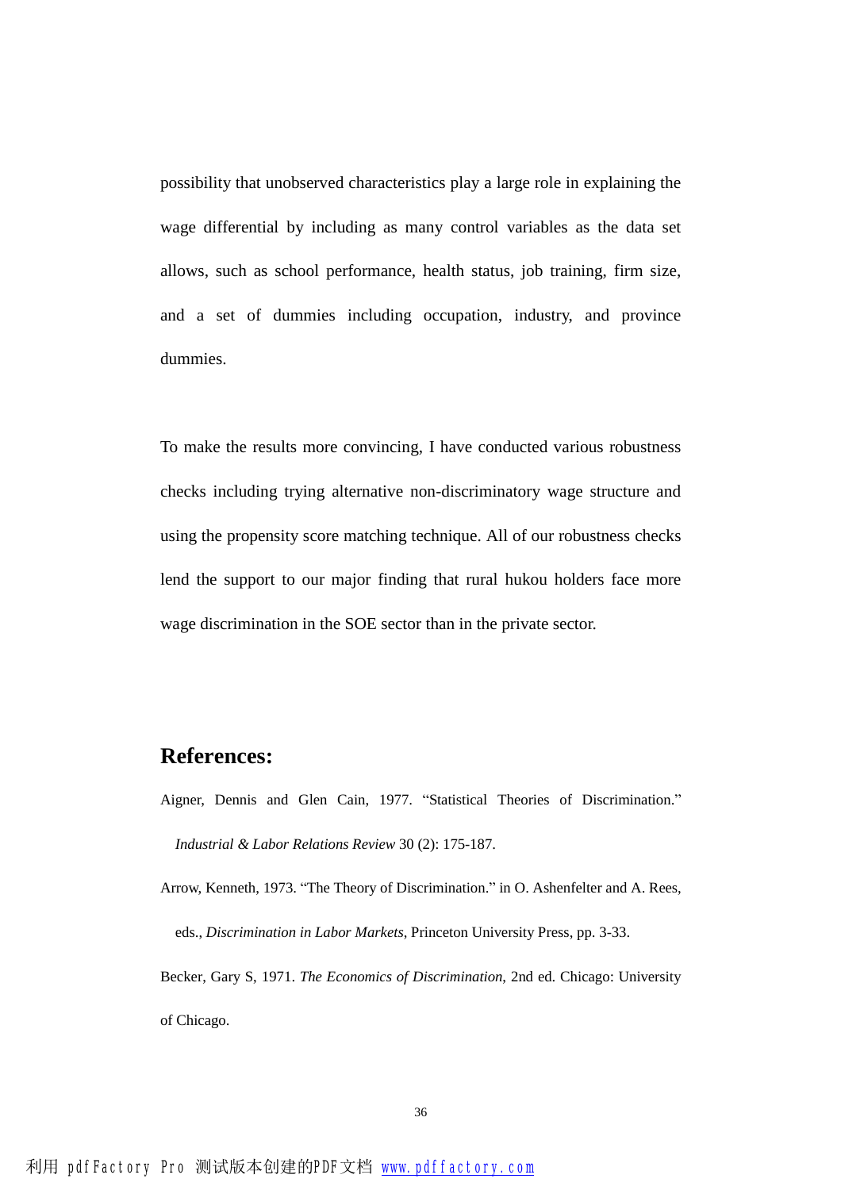possibility that unobserved characteristics play a large role in explaining the wage differential by including as many control variables as the data set allows, such as school performance, health status, job training, firm size, and a set of dummies including occupation, industry, and province dummies.

To make the results more convincing, I have conducted various robustness checks including trying alternative non-discriminatory wage structure and using the propensity score matching technique. All of our robustness checks lend the support to our major finding that rural hukou holders face more wage discrimination in the SOE sector than in the private sector.

## References:

Aigner, Dennis and Glen Cain, 1977. "Statistical Theories of Discrimination." *Industrial & Labor Relations Review* 30 (2): 175-187.

Arrow, Kenneth, 1973. "The Theory of Discrimination." in O. Ashenfelter and A. Rees, eds., *Discrimination in Labor Markets*, Princeton University Press, pp. 3-33.

Becker, Gary S, 1971. *The Economics of Discrimination*, 2nd ed. Chicago: University of Chicago.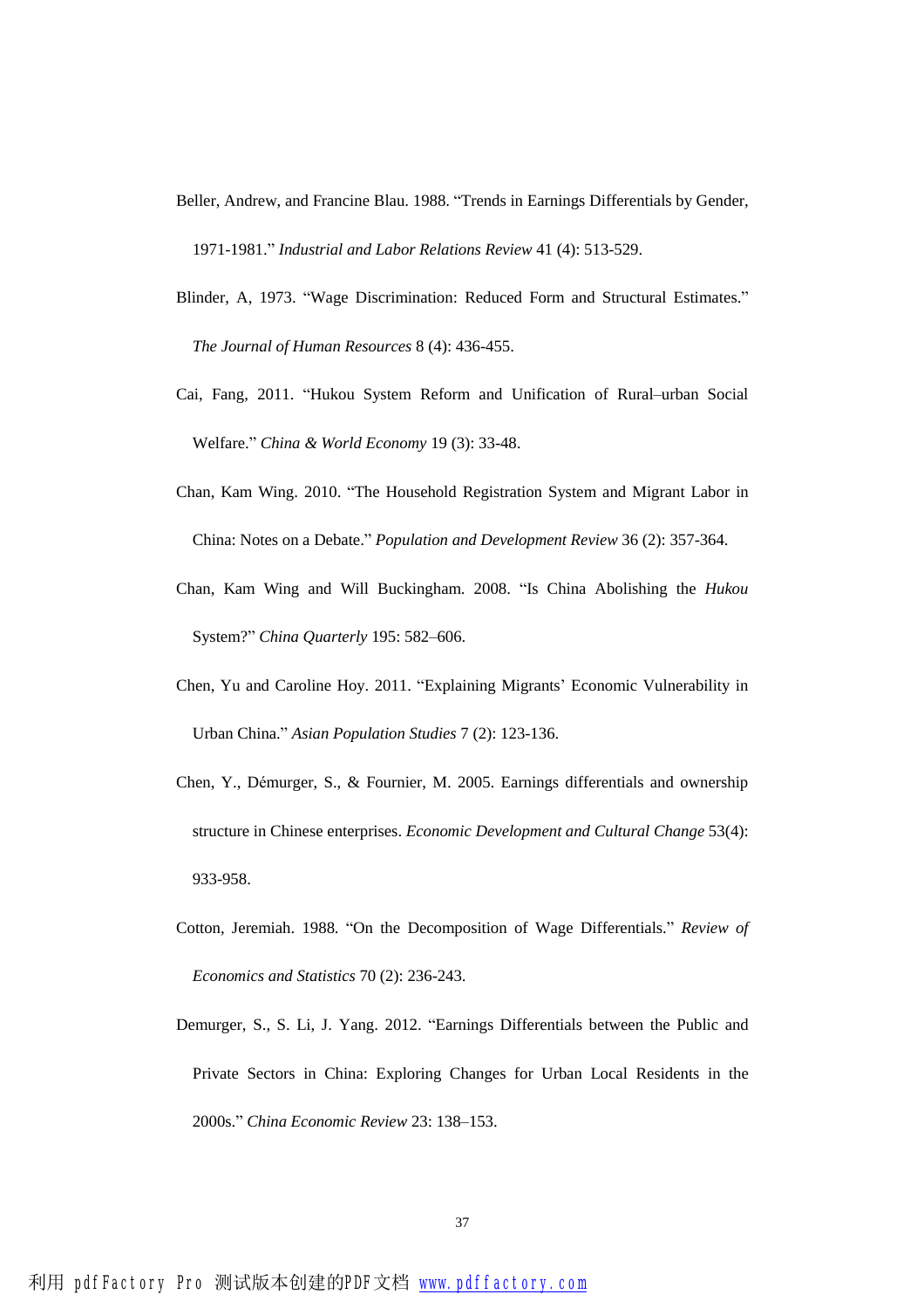Beller, Andrew, and Francine Blau. 1988. "Trends in Earnings Differentials by Gender, 1971-1981." *Industrial and Labor Relations Review* 41 (4): 513-529.

Blinder, A, 1973. "Wage Discrimination: Reduced Form and Structural Estimates." *The Journal of Human Resources* 8 (4): 436-455.

Cai, Fang, 2011. "Hukou System Reform and Unification of Rural–urban Social Welfare." *China & World Economy* 19 (3): 33-48.

Chan, Kam Wing. 2010. "The Household Registration System and Migrant Labor in China: Notes on a Debate." *Population and Development Review* 36 (2): 357-364.

Chan, Kam Wing and Will Buckingham. 2008. "Is China Abolishing the *Hukou* System?" *China Quarterly* 195: 582–606.

Chen, Yu and Caroline Hoy. 2011. "Explaining Migrants' Economic Vulnerability in Urban China." *Asian Population Studies* 7 (2): 123-136.

Chen, Y., Démurger, S., & Fournier, M. 2005. Earnings differentials and ownership structure in Chinese enterprises. *Economic Development and Cultural Change* 53(4): 933-958.

Cotton, Jeremiah. 1988. "On the Decomposition of Wage Differentials." *Review of Economics and Statistics* 70 (2): 236-243.

Demurger, S., S. Li, J. Yang. 2012. "Earnings Differentials between the Public and Private Sectors in China: Exploring Changes for Urban Local Residents in the 2000s." *China Economic Review* 23: 138–153.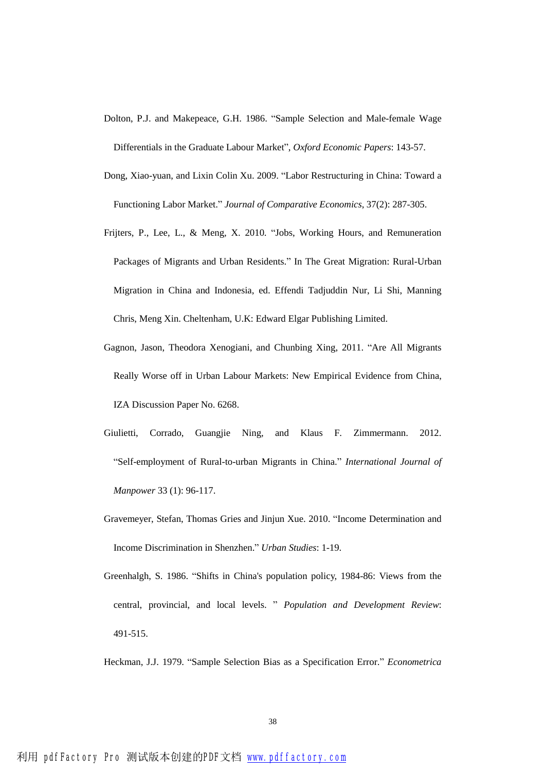Dolton, P.J. and Makepeace, G.H. 1986. "Sample Selection and Male-female Wage Differentials in the Graduate Labour Market", *Oxford Economic Papers*: 143-57.

Dong, Xiao-yuan, and Lixin Colin Xu. 2009. "Labor Restructuring in China: Toward a Functioning Labor Market." *Journal of Comparative Economics*, 37(2): 287-305.

Frijters, P., Lee, L., & Meng, X. 2010. "Jobs, Working Hours, and Remuneration Packages of Migrants and Urban Residents." In The Great Migration: Rural-Urban Migration in China and Indonesia, ed. Effendi Tadjuddin Nur, Li Shi, Manning Chris, Meng Xin. Cheltenham, U.K: Edward Elgar Publishing Limited.

Gagnon, Jason, Theodora Xenogiani, and Chunbing Xing, 2011. "Are All Migrants Really Worse off in Urban Labour Markets: New Empirical Evidence from China, IZA Discussion Paper No. 6268.

Giulietti, Corrado, Guangjie Ning, and Klaus F. Zimmermann. 2012. "Self-employment of Rural-to-urban Migrants in China." *International Journal of Manpower* 33 (1): 96-117.

Gravemeyer, Stefan, Thomas Gries and Jinjun Xue. 2010. "Income Determination and Income Discrimination in Shenzhen." *Urban Studies*: 1-19.

Greenhalgh, S. 1986. "Shifts in China's population policy, 1984-86: Views from the central, provincial, and local levels. " *Population and Development Review*: 491-515.

Heckman, J.J. 1979. "Sample Selection Bias as a Specification Error." *Econometrica*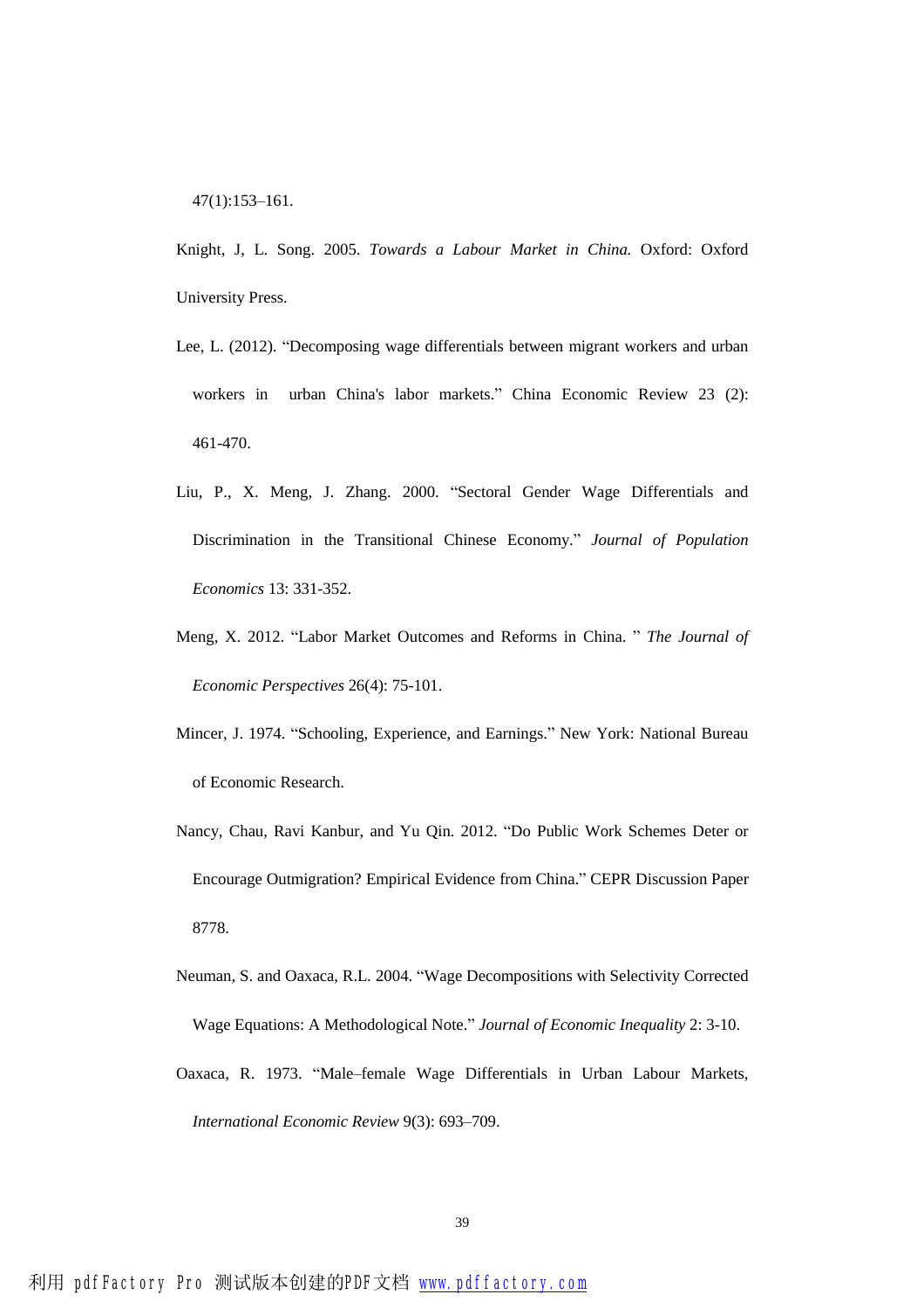47(1):153–161.

Knight, J, L. Song. 2005. *Towards a Labour Market in China.* Oxford: Oxford University Press.

Lee, L. (2012). "Decomposing wage differentials between migrant workers and urban workers in urban China's labor markets." China Economic Review 23 (2): 461-470.

Liu, P., X. Meng, J. Zhang. 2000. "Sectoral Gender Wage Differentials and Discrimination in the Transitional Chinese Economy." *Journal of Population Economics* 13: 331-352.

Meng, X. 2012. "Labor Market Outcomes and Reforms in China. " *The Journal of Economic Perspectives* 26(4): 75-101.

Mincer, J. 1974. "Schooling, Experience, and Earnings." New York: National Bureau of Economic Research.

Nancy, Chau, Ravi Kanbur, and Yu Qin. 2012. "Do Public Work Schemes Deter or Encourage Outmigration? Empirical Evidence from China." CEPR Discussion Paper 8778.

Neuman, S. and Oaxaca, R.L. 2004. "Wage Decompositions with Selectivity Corrected Wage Equations: A Methodological Note." *Journal of Economic Inequality* 2: 3-10.

Oaxaca, R. 1973. "Male–female Wage Differentials in Urban Labour Markets, *International Economic Review* 9(3): 693–709.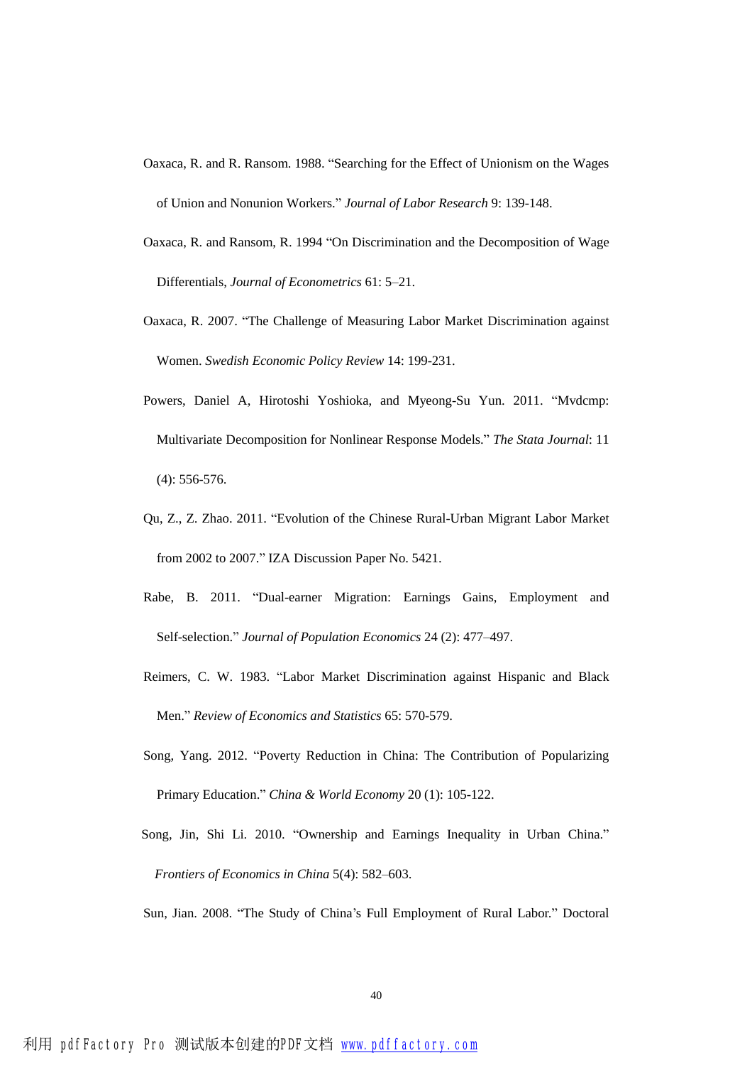Oaxaca, R. and R. Ransom. 1988. "Searching for the Effect of Unionism on the Wages of Union and Nonunion Workers." *Journal of Labor Research* 9: 139-148.

Oaxaca, R. and Ransom, R. 1994 "On Discrimination and the Decomposition of Wage Differentials, *Journal of Econometrics* 61: 5–21.

Oaxaca, R. 2007. "The Challenge of Measuring Labor Market Discrimination against Women. *Swedish Economic Policy Review* 14: 199-231.

Powers, Daniel A, Hirotoshi Yoshioka, and Myeong-Su Yun. 2011. "Mvdcmp: Multivariate Decomposition for Nonlinear Response Models." *The Stata Journal*: 11 (4): 556-576.

Qu, Z., Z. Zhao. 2011. "Evolution of the Chinese Rural-Urban Migrant Labor Market from 2002 to 2007." IZA Discussion Paper No. 5421.

Rabe, B. 2011. "Dual-earner Migration: Earnings Gains, Employment and Self-selection." *Journal of Population Economics* 24 (2): 477–497.

Reimers, C. W. 1983. "Labor Market Discrimination against Hispanic and Black Men." *Review of Economics and Statistics* 65: 570-579.

Song, Yang. 2012. "Poverty Reduction in China: The Contribution of Popularizing Primary Education." *China & World Economy* 20 (1): 105-122.

Song, Jin, Shi Li. 2010. "Ownership and Earnings Inequality in Urban China." *Frontiers of Economics in China* 5(4): 582–603.

Sun, Jian. 2008. "The Study of China's Full Employment of Rural Labor." Doctoral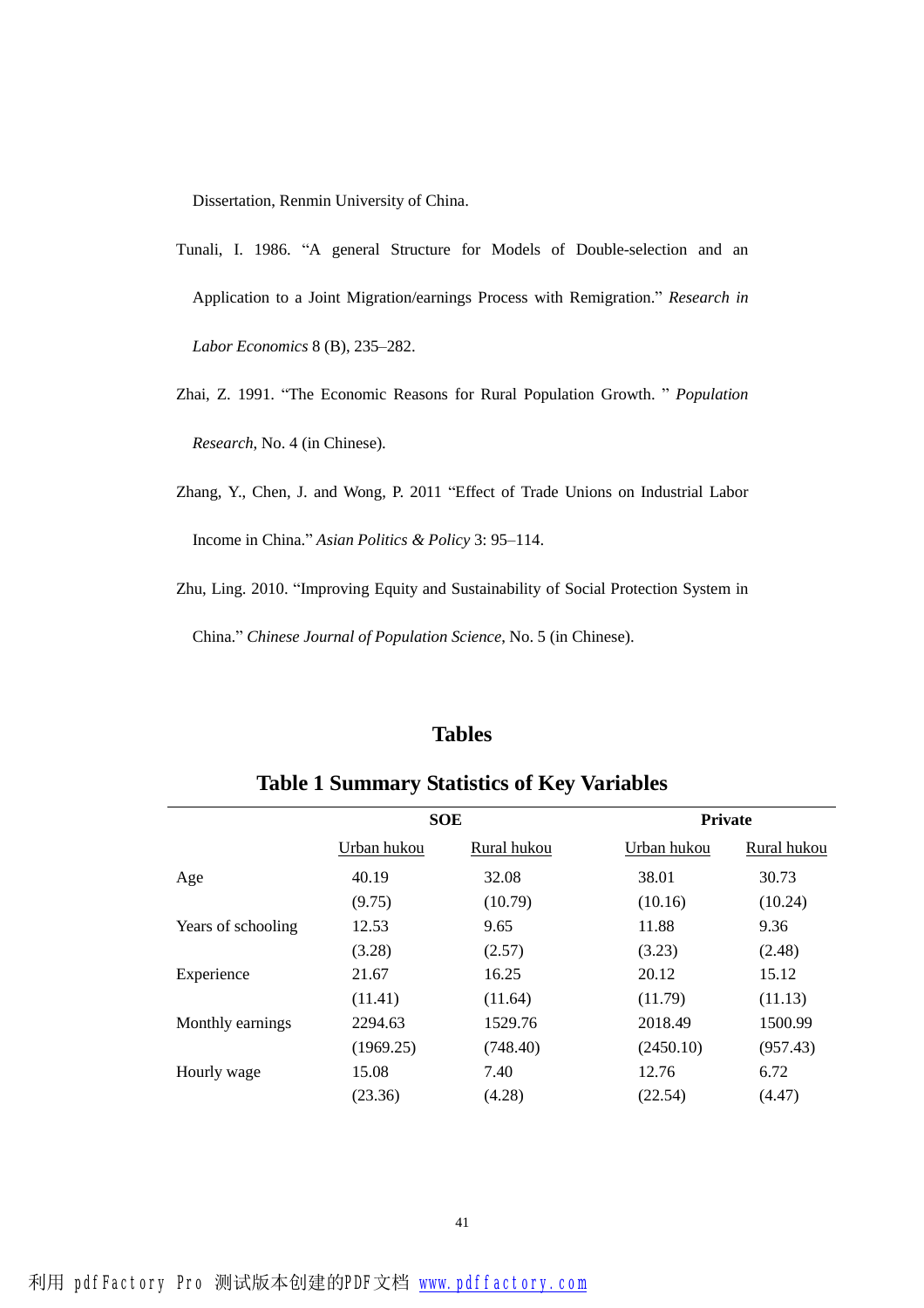Dissertation, Renmin University of China.

Tunali, I. 1986. "A general Structure for Models of Double-selection and an Application to a Joint Migration/earnings Process with Remigration." *Research in Labor Economics* 8 (B), 235–282.

Zhai, Z. 1991. "The Economic Reasons for Rural Population Growth. " *Population Research*, No. 4 (in Chinese).

Zhang, Y., Chen, J. and Wong, P. 2011 "Effect of Trade Unions on Industrial Labor Income in China." *Asian Politics & Policy* 3: 95–114.

Zhu, Ling. 2010. "Improving Equity and Sustainability of Social Protection System in China." *Chinese Journal of Population Science*, No. 5 (in Chinese).

# Tables

## Table 1 Summary Statistics of Key Variables

| | SOE | | Private | |
|---|---|---|---|---|
| | Urban hukou | Rural hukou | Urban hukou | Rural hukou |
| Age | 40.19 | 32.08 | 38.01 | 30.73 |
| | (9.75) | (10.79) | (10.16) | (10.24) |
| Years of schooling | 12.53 | 9.65 | 11.88 | 9.36 |
| | (3.28) | (2.57) | (3.23) | (2.48) |
| Experience | 21.67 | 16.25 | 20.12 | 15.12 |
| | (11.41) | (11.64) | (11.79) | (11.13) |
| Monthly earnings | 2294.63 | 1529.76 | 2018.49 | 1500.99 |
| | (1969.25) | (748.40) | (2450.10) | (957.43) |
| Hourly wage | 15.08 | 7.40 | 12.76 | 6.72 |
| | (23.36) | (4.28) | (22.54) | (4.47) |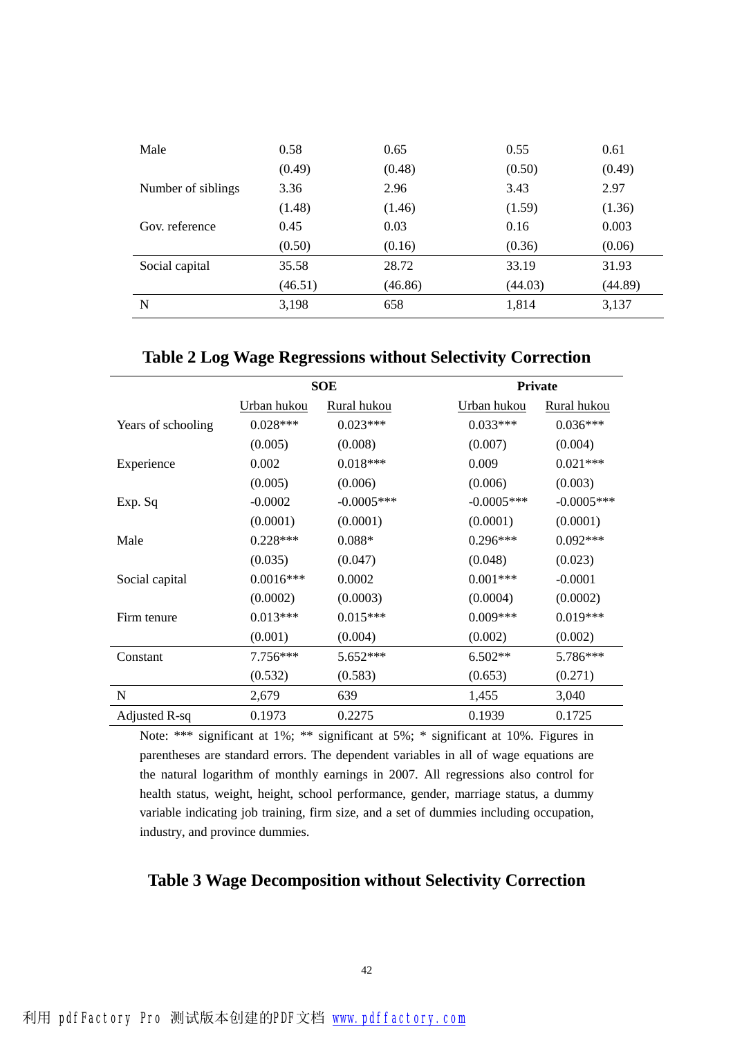| | | | | |
|---|---|---|---|---|
| Male | 0.58 | 0.65 | 0.55 | 0.61 |
| | (0.49) | (0.48) | (0.50) | (0.49) |
| Number of siblings | 3.36 | 2.96 | 3.43 | 2.97 |
| | (1.48) | (1.46) | (1.59) | (1.36) |
| Gov. reference | 0.45 | 0.03 | 0.16 | 0.003 |
| | (0.50) | (0.16) | (0.36) | (0.06) |
| Social capital | 35.58 | 28.72 | 33.19 | 31.93 |
| | (46.51) | (46.86) | (44.03) | (44.89) |
| N | 3,198 | 658 | 1,814 | 3,137 |

## Table 2 Log Wage Regressions without Selectivity Correction

| | SOE | | Private | |
|---|---|---|---|---|
| | Urban hukou | Rural hukou | Urban hukou | Rural hukou |
| Years of schooling | 0.028*** | 0.023*** | 0.033*** | 0.036*** |
| | (0.005) | (0.008) | (0.007) | (0.004) |
| Experience | 0.002 | 0.018*** | 0.009 | 0.021*** |
| | (0.005) | (0.006) | (0.006) | (0.003) |
| Exp. Sq | -0.0002 | -0.0005*** | -0.0005*** | -0.0005*** |
| | (0.0001) | (0.0001) | (0.0001) | (0.0001) |
| Male | 0.228*** | 0.088* | 0.296*** | 0.092*** |
| | (0.035) | (0.047) | (0.048) | (0.023) |
| Social capital | 0.0016*** | 0.0002 | 0.001*** | -0.0001 |
| | (0.0002) | (0.0003) | (0.0004) | (0.0002) |
| Firm tenure | 0.013*** | 0.015*** | 0.009*** | 0.019*** |
| | (0.001) | (0.004) | (0.002) | (0.002) |
| Constant | 7.756*** | 5.652*** | 6.502** | 5.786*** |
| | (0.532) | (0.583) | (0.653) | (0.271) |
| N | 2,679 | 639 | 1,455 | 3,040 |
| Adjusted R-sq | 0.1973 | 0.2275 | 0.1939 | 0.1725 |

Note: *** significant at 1%; ** significant at 5%; * significant at 10%. Figures in parentheses are standard errors. The dependent variables in all of wage equations are the natural logarithm of monthly earnings in 2007. All regressions also control for health status, weight, height, school performance, gender, marriage status, a dummy variable indicating job training, firm size, and a set of dummies including occupation, industry, and province dummies.

## Table 3 Wage Decomposition without Selectivity Correction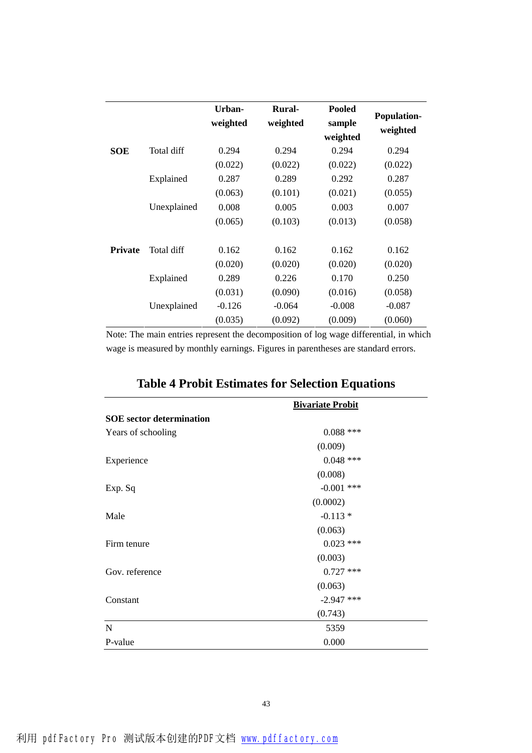| | | Urban-weighted | Rural-weighted | Pooled sample weighted | Population-weighted |
|---|---|---|---|---|---|
| **SOE** | Total diff | 0.294 | 0.294 | 0.294 | 0.294 |
| | | (0.022) | (0.022) | (0.022) | (0.022) |
| | Explained | 0.287 | 0.289 | 0.292 | 0.287 |
| | | (0.063) | (0.101) | (0.021) | (0.055) |
| | Unexplained | 0.008 | 0.005 | 0.003 | 0.007 |
| | | (0.065) | (0.103) | (0.013) | (0.058) |
| **Private** | Total diff | 0.162 | 0.162 | 0.162 | 0.162 |
| | | (0.020) | (0.020) | (0.020) | (0.020) |
| | Explained | 0.289 | 0.226 | 0.170 | 0.250 |
| | | (0.031) | (0.090) | (0.016) | (0.058) |
| | Unexplained | -0.126 | -0.064 | -0.008 | -0.087 |
| | | (0.035) | (0.092) | (0.009) | (0.060) |

Note: The main entries represent the decomposition of log wage differential, in which wage is measured by monthly earnings. Figures in parentheses are standard errors.

## Table 4 Probit Estimates for Selection Equations

| | Bivariate Probit |
|---|---|
| **SOE sector determination** | |
| Years of schooling | 0.088 *** |
| | (0.009) |
| Experience | 0.048 *** |
| | (0.008) |
| Exp. Sq | -0.001 *** |
| | (0.0002) |
| Male | -0.113 * |
| | (0.063) |
| Firm tenure | 0.023 *** |
| | (0.003) |
| Gov. reference | 0.727 *** |
| | (0.063) |
| Constant | -2.947 *** |
| | (0.743) |
| N | 5359 |
| P-value | 0.000 |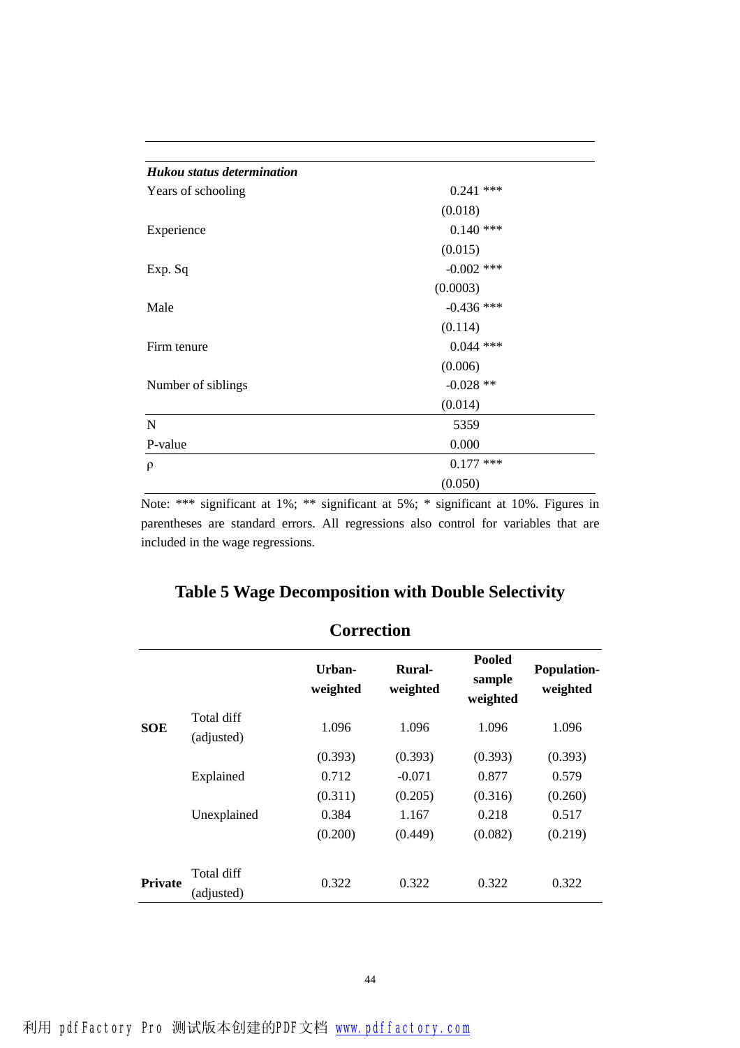| | |
|---|---|
| ***Hukou status determination*** | |
| Years of schooling | 0.241 *** |
| | (0.018) |
| Experience | 0.140 *** |
| | (0.015) |
| Exp. Sq | -0.002 *** |
| | (0.0003) |
| Male | -0.436 *** |
| | (0.114) |
| Firm tenure | 0.044 *** |
| | (0.006) |
| Number of siblings | -0.028 ** |
| | (0.014) |
| N | 5359 |
| P-value | 0.000 |
| ρ | 0.177 *** |
| | (0.050) |

Note: *** significant at 1%; ** significant at 5%; * significant at 10%. Figures in parentheses are standard errors. All regressions also control for variables that are included in the wage regressions.

## Table 5 Wage Decomposition with Double Selectivity Correction

| | | Urban-weighted | Rural-weighted | Pooled sample weighted | Population-weighted |
|---|---|---|---|---|---|
| **SOE** | Total diff (adjusted) | 1.096 | 1.096 | 1.096 | 1.096 |
| | | (0.393) | (0.393) | (0.393) | (0.393) |
| | Explained | 0.712 | -0.071 | 0.877 | 0.579 |
| | | (0.311) | (0.205) | (0.316) | (0.260) |
| | Unexplained | 0.384 | 1.167 | 0.218 | 0.517 |
| | | (0.200) | (0.449) | (0.082) | (0.219) |
| **Private** | Total diff (adjusted) | 0.322 | 0.322 | 0.322 | 0.322 |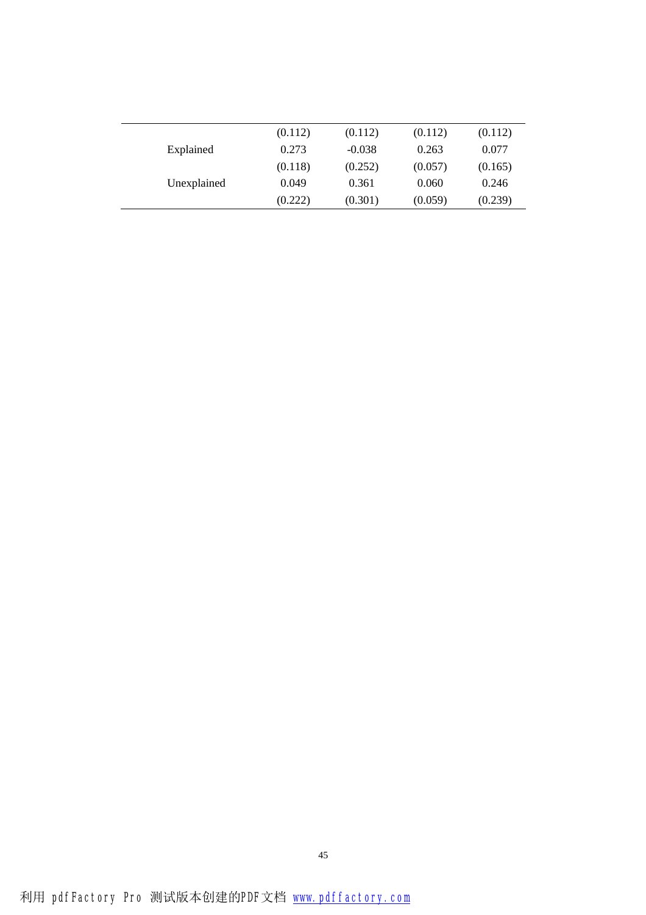| | | | | |
|---|---|---|---|---|
| | (0.112) | (0.112) | (0.112) | (0.112) |
| Explained | 0.273 | -0.038 | 0.263 | 0.077 |
| | (0.118) | (0.252) | (0.057) | (0.165) |
| Unexplained | 0.049 | 0.361 | 0.060 | 0.246 |
| | (0.222) | (0.301) | (0.059) | (0.239) |